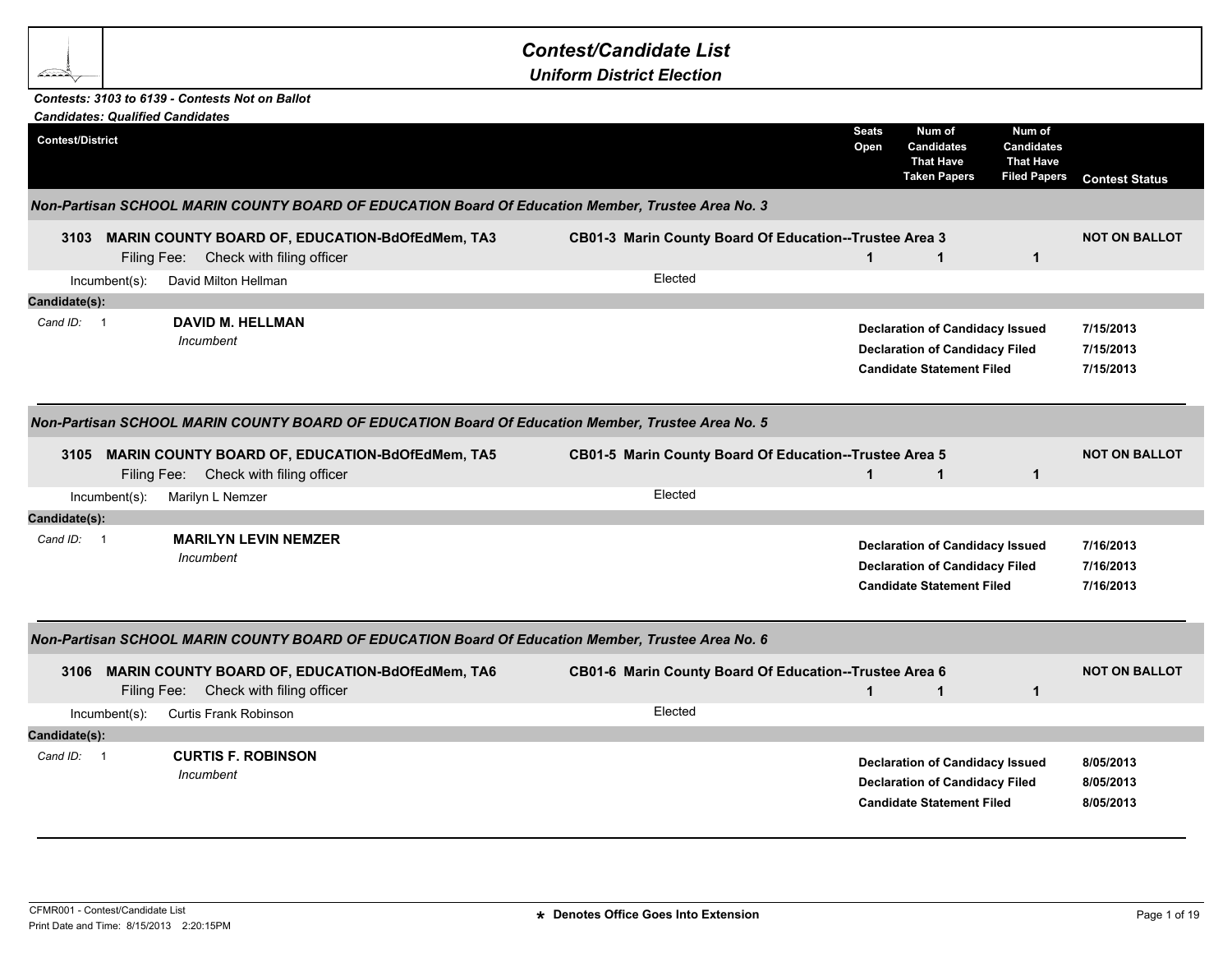# Contest/Candidate List

## Uniform District Election

***Contests: 3103 to 6139 - Contests Not on Ballot***
***Candidates: Qualified Candidates***

| Contest/District | Seats Open | Num of Candidates That Have Taken Papers | Num of Candidates That Have Filed Papers | Contest Status |
|---|---|---|---|---|

### *Non-Partisan SCHOOL MARIN COUNTY BOARD OF EDUCATION Board Of Education Member, Trustee Area No. 3*

| Contest/District | | Seats Open | Num of Candidates That Have Taken Papers | Num of Candidates That Have Filed Papers | Contest Status |
|---|---|---|---|---|---|
| **3103 MARIN COUNTY BOARD OF, EDUCATION-BdOfEdMem, TA3** Filing Fee: Check with filing officer | **CB01-3 Marin County Board Of Education--Trustee Area 3** | **1** | **1** | **1** | **NOT ON BALLOT** |

Incumbent(s): David Milton Hellman — Elected

**Candidate(s):**

*Cand ID:* 1 **DAVID M. HELLMAN** *Incumbent*

| | |
|---|---|
| **Declaration of Candidacy Issued** | **7/15/2013** |
| **Declaration of Candidacy Filed** | **7/15/2013** |
| **Candidate Statement Filed** | **7/15/2013** |

### *Non-Partisan SCHOOL MARIN COUNTY BOARD OF EDUCATION Board Of Education Member, Trustee Area No. 5*

| Contest/District | | Seats Open | Num of Candidates That Have Taken Papers | Num of Candidates That Have Filed Papers | Contest Status |
|---|---|---|---|---|---|
| **3105 MARIN COUNTY BOARD OF, EDUCATION-BdOfEdMem, TA5** Filing Fee: Check with filing officer | **CB01-5 Marin County Board Of Education--Trustee Area 5** | **1** | **1** | **1** | **NOT ON BALLOT** |

Incumbent(s): Marilyn L Nemzer — Elected

**Candidate(s):**

*Cand ID:* 1 **MARILYN LEVIN NEMZER** *Incumbent*

| | |
|---|---|
| **Declaration of Candidacy Issued** | **7/16/2013** |
| **Declaration of Candidacy Filed** | **7/16/2013** |
| **Candidate Statement Filed** | **7/16/2013** |

### *Non-Partisan SCHOOL MARIN COUNTY BOARD OF EDUCATION Board Of Education Member, Trustee Area No. 6*

| Contest/District | | Seats Open | Num of Candidates That Have Taken Papers | Num of Candidates That Have Filed Papers | Contest Status |
|---|---|---|---|---|---|
| **3106 MARIN COUNTY BOARD OF, EDUCATION-BdOfEdMem, TA6** Filing Fee: Check with filing officer | **CB01-6 Marin County Board Of Education--Trustee Area 6** | **1** | **1** | **1** | **NOT ON BALLOT** |

Incumbent(s): Curtis Frank Robinson — Elected

**Candidate(s):**

*Cand ID:* 1 **CURTIS F. ROBINSON** *Incumbent*

| | |
|---|---|
| **Declaration of Candidacy Issued** | **8/05/2013** |
| **Declaration of Candidacy Filed** | **8/05/2013** |
| **Candidate Statement Filed** | **8/05/2013** |

CFMR001 - Contest/Candidate List
Print Date and Time: 8/15/2013 2:20:15PM

**\* Denotes Office Goes Into Extension**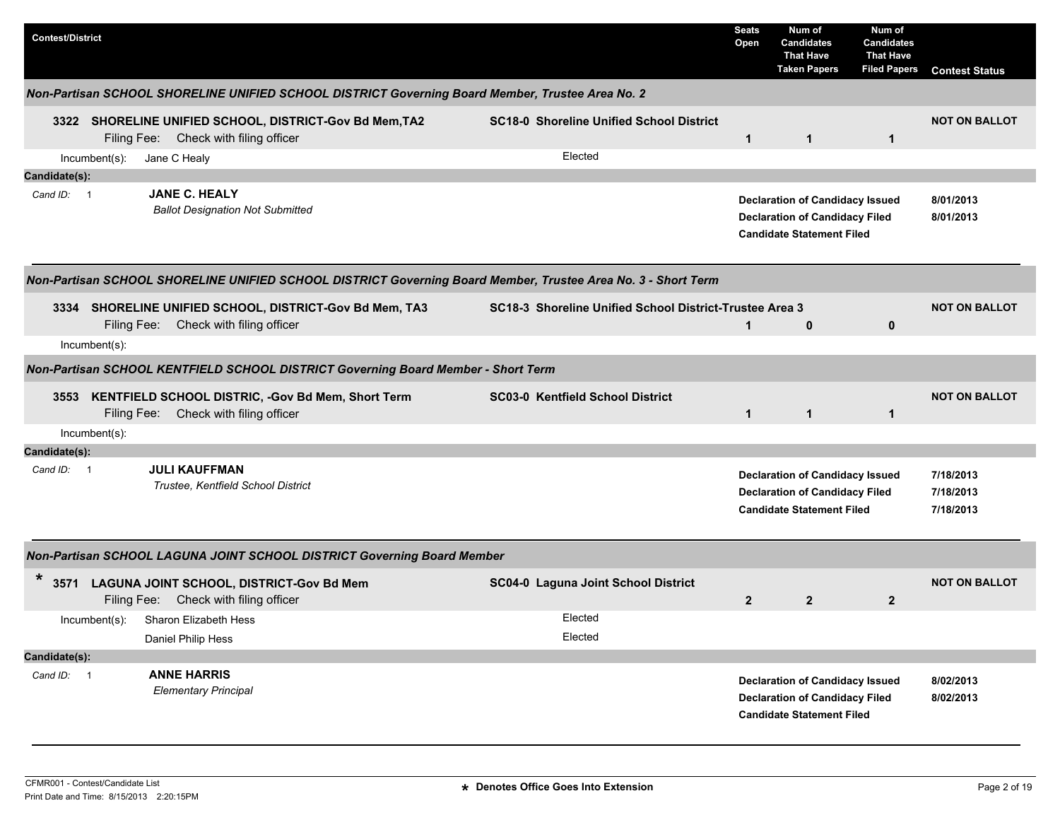| Contest/District | | Seats Open | Num of Candidates That Have Taken Papers | Num of Candidates That Have Filed Papers | Contest Status |
|---|---|---|---|---|---|

### *Non-Partisan SCHOOL SHORELINE UNIFIED SCHOOL DISTRICT Governing Board Member, Trustee Area No. 2*

| Contest/District | | Seats Open | Taken Papers | Filed Papers | Contest Status |
|---|---|---|---|---|---|
| **3322 SHORELINE UNIFIED SCHOOL, DISTRICT-Gov Bd Mem,TA2** Filing Fee: Check with filing officer | **SC18-0 Shoreline Unified School District** | **1** | **1** | **1** | **NOT ON BALLOT** |
| Incumbent(s): Jane C Healy | Elected | | | | |

**Candidate(s):**

| Cand ID | Candidate | Status | Date |
|---|---|---|---|
| 1 | **JANE C. HEALY** *Ballot Designation Not Submitted* | **Declaration of Candidacy Issued** | 8/01/2013 |
| | | **Declaration of Candidacy Filed** | 8/01/2013 |
| | | **Candidate Statement Filed** | |

### *Non-Partisan SCHOOL SHORELINE UNIFIED SCHOOL DISTRICT Governing Board Member, Trustee Area No. 3 - Short Term*

| Contest/District | | Seats Open | Taken Papers | Filed Papers | Contest Status |
|---|---|---|---|---|---|
| **3334 SHORELINE UNIFIED SCHOOL, DISTRICT-Gov Bd Mem, TA3** Filing Fee: Check with filing officer | **SC18-3 Shoreline Unified School District-Trustee Area 3** | **1** | **0** | **0** | **NOT ON BALLOT** |
| Incumbent(s): | | | | | |

### *Non-Partisan SCHOOL KENTFIELD SCHOOL DISTRICT Governing Board Member - Short Term*

| Contest/District | | Seats Open | Taken Papers | Filed Papers | Contest Status |
|---|---|---|---|---|---|
| **3553 KENTFIELD SCHOOL DISTRIC, -Gov Bd Mem, Short Term** Filing Fee: Check with filing officer | **SC03-0 Kentfield School District** | **1** | **1** | **1** | **NOT ON BALLOT** |
| Incumbent(s): | | | | | |

**Candidate(s):**

| Cand ID | Candidate | Status | Date |
|---|---|---|---|
| 1 | **JULI KAUFFMAN** *Trustee, Kentfield School District* | **Declaration of Candidacy Issued** | 7/18/2013 |
| | | **Declaration of Candidacy Filed** | 7/18/2013 |
| | | **Candidate Statement Filed** | 7/18/2013 |

### *Non-Partisan SCHOOL LAGUNA JOINT SCHOOL DISTRICT Governing Board Member*

| Contest/District | | Seats Open | Taken Papers | Filed Papers | Contest Status |
|---|---|---|---|---|---|
| * **3571 LAGUNA JOINT SCHOOL, DISTRICT-Gov Bd Mem** Filing Fee: Check with filing officer | **SC04-0 Laguna Joint School District** | **2** | **2** | **2** | **NOT ON BALLOT** |
| Incumbent(s): Sharon Elizabeth Hess | Elected | | | | |
| Daniel Philip Hess | Elected | | | | |

**Candidate(s):**

| Cand ID | Candidate | Status | Date |
|---|---|---|---|
| 1 | **ANNE HARRIS** *Elementary Principal* | **Declaration of Candidacy Issued** | 8/02/2013 |
| | | **Declaration of Candidacy Filed** | 8/02/2013 |
| | | **Candidate Statement Filed** | |

CFMR001 - Contest/Candidate List
Print Date and Time: 8/15/2013 2:20:15PM

\* Denotes Office Goes Into Extension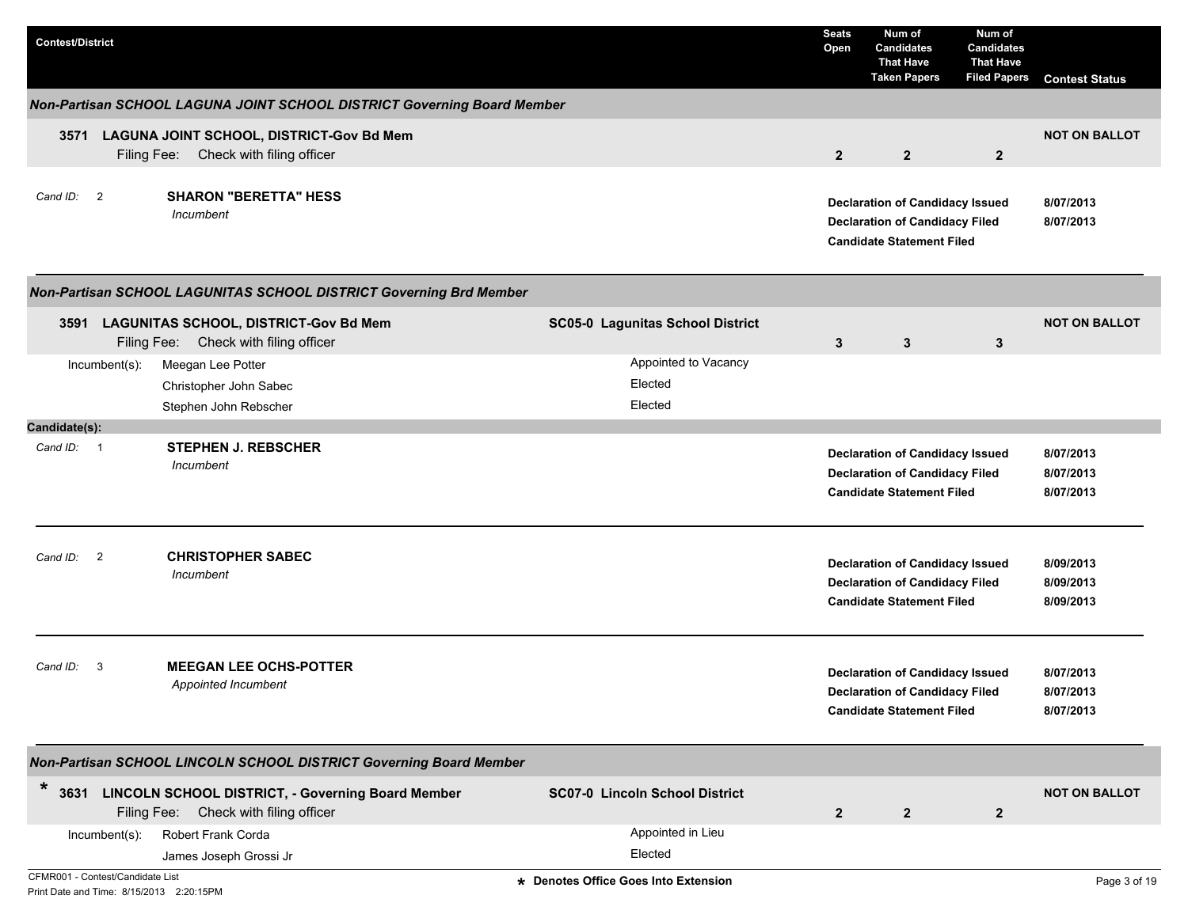| Contest/District | | Seats Open | Num of Candidates That Have Taken Papers | Num of Candidates That Have Filed Papers | Contest Status |
|---|---|---|---|---|---|

### *Non-Partisan SCHOOL LAGUNA JOINT SCHOOL DISTRICT Governing Board Member*

**3571 LAGUNA JOINT SCHOOL, DISTRICT-Gov Bd Mem**
Filing Fee: Check with filing officer

| Seats Open | Num of Candidates That Have Taken Papers | Num of Candidates That Have Filed Papers | Contest Status |
|---|---|---|---|
| 2 | 2 | 2 | NOT ON BALLOT |

Cand ID: 2 **SHARON "BERETTA" HESS**
*Incumbent*

| | |
|---|---|
| **Declaration of Candidacy Issued** | **8/07/2013** |
| **Declaration of Candidacy Filed** | **8/07/2013** |
| **Candidate Statement Filed** | |

### *Non-Partisan SCHOOL LAGUNITAS SCHOOL DISTRICT Governing Brd Member*

**3591 LAGUNITAS SCHOOL, DISTRICT-Gov Bd Mem** — **SC05-0 Lagunitas School District**
Filing Fee: Check with filing officer

| Seats Open | Num of Candidates That Have Taken Papers | Num of Candidates That Have Filed Papers | Contest Status |
|---|---|---|---|
| 3 | 3 | 3 | NOT ON BALLOT |

| Incumbent(s): | |
|---|---|
| Meegan Lee Potter | Appointed to Vacancy |
| Christopher John Sabec | Elected |
| Stephen John Rebscher | Elected |

**Candidate(s):**

Cand ID: 1 **STEPHEN J. REBSCHER**
*Incumbent*

| | |
|---|---|
| **Declaration of Candidacy Issued** | **8/07/2013** |
| **Declaration of Candidacy Filed** | **8/07/2013** |
| **Candidate Statement Filed** | **8/07/2013** |

Cand ID: 2 **CHRISTOPHER SABEC**
*Incumbent*

| | |
|---|---|
| **Declaration of Candidacy Issued** | **8/09/2013** |
| **Declaration of Candidacy Filed** | **8/09/2013** |
| **Candidate Statement Filed** | **8/09/2013** |

Cand ID: 3 **MEEGAN LEE OCHS-POTTER**
*Appointed Incumbent*

| | |
|---|---|
| **Declaration of Candidacy Issued** | **8/07/2013** |
| **Declaration of Candidacy Filed** | **8/07/2013** |
| **Candidate Statement Filed** | **8/07/2013** |

### *Non-Partisan SCHOOL LINCOLN SCHOOL DISTRICT Governing Board Member*

\* **3631 LINCOLN SCHOOL DISTRICT, - Governing Board Member** — **SC07-0 Lincoln School District**
Filing Fee: Check with filing officer

| Seats Open | Num of Candidates That Have Taken Papers | Num of Candidates That Have Filed Papers | Contest Status |
|---|---|---|---|
| 2 | 2 | 2 | NOT ON BALLOT |

| Incumbent(s): | |
|---|---|
| Robert Frank Corda | Appointed in Lieu |
| James Joseph Grossi Jr | Elected |

CFMR001 - Contest/Candidate List
Print Date and Time: 8/15/2013 2:20:15PM

\* Denotes Office Goes Into Extension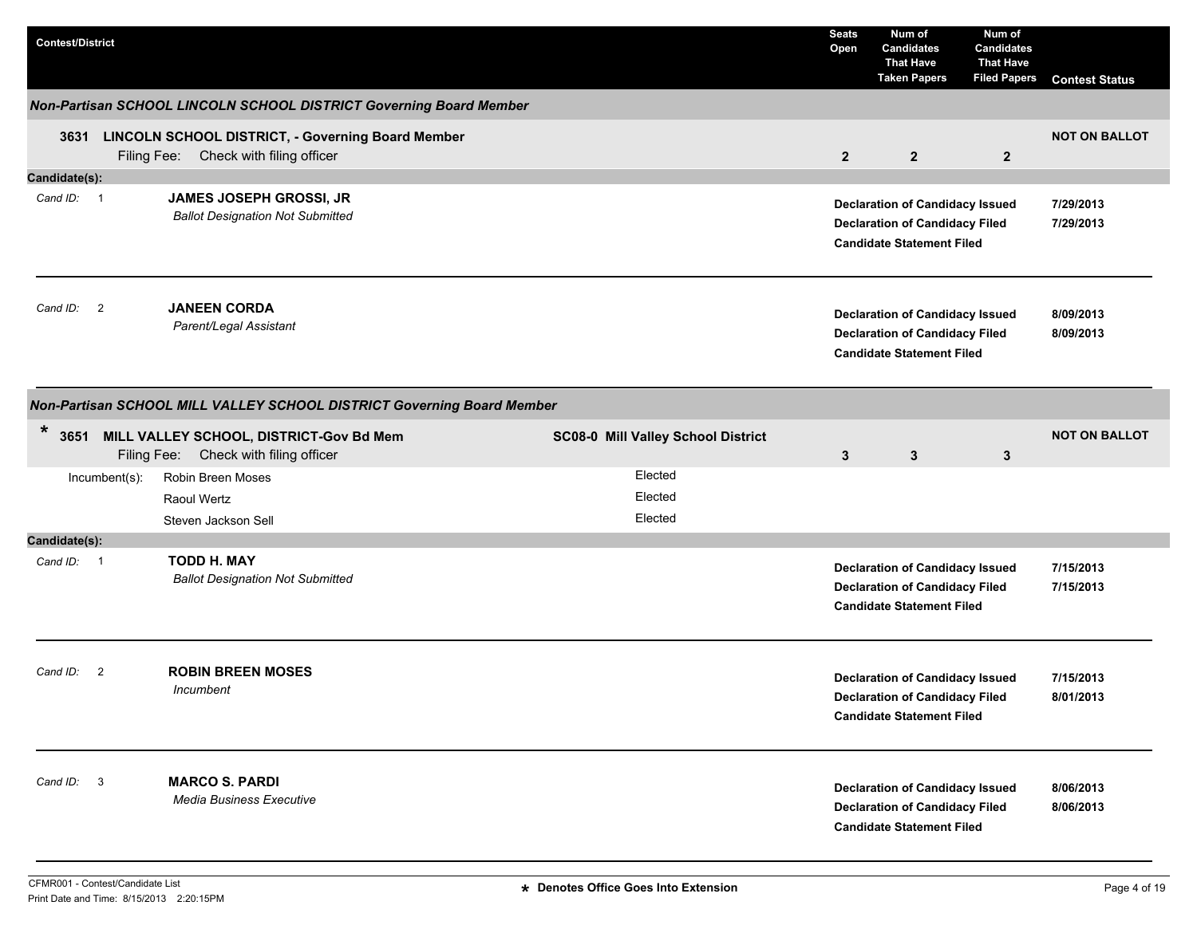| Contest/District | Seats Open | Num of Candidates That Have Taken Papers | Num of Candidates That Have Filed Papers | Contest Status |
|---|---|---|---|---|

### *Non-Partisan SCHOOL LINCOLN SCHOOL DISTRICT Governing Board Member*

**3631 LINCOLN SCHOOL DISTRICT, - Governing Board Member**
Filing Fee: Check with filing officer

| Seats Open | Num of Candidates That Have Taken Papers | Num of Candidates That Have Filed Papers | Contest Status |
|---|---|---|---|
| 2 | 2 | 2 | NOT ON BALLOT |

**Candidate(s):**

*Cand ID:* 1 — **JAMES JOSEPH GROSSI, JR**
*Ballot Designation Not Submitted*

| | |
|---|---|
| **Declaration of Candidacy Issued** | **7/29/2013** |
| **Declaration of Candidacy Filed** | **7/29/2013** |
| **Candidate Statement Filed** | |

---

*Cand ID:* 2 — **JANEEN CORDA**
*Parent/Legal Assistant*

| | |
|---|---|
| **Declaration of Candidacy Issued** | **8/09/2013** |
| **Declaration of Candidacy Filed** | **8/09/2013** |
| **Candidate Statement Filed** | |

---

### *Non-Partisan SCHOOL MILL VALLEY SCHOOL DISTRICT Governing Board Member*

\* **3651 MILL VALLEY SCHOOL, DISTRICT-Gov Bd Mem** — **SC08-0 Mill Valley School District**
Filing Fee: Check with filing officer

| Seats Open | Num of Candidates That Have Taken Papers | Num of Candidates That Have Filed Papers | Contest Status |
|---|---|---|---|
| 3 | 3 | 3 | NOT ON BALLOT |

| Incumbent(s): | |
|---|---|
| Robin Breen Moses | Elected |
| Raoul Wertz | Elected |
| Steven Jackson Sell | Elected |

**Candidate(s):**

*Cand ID:* 1 — **TODD H. MAY**
*Ballot Designation Not Submitted*

| | |
|---|---|
| **Declaration of Candidacy Issued** | **7/15/2013** |
| **Declaration of Candidacy Filed** | **7/15/2013** |
| **Candidate Statement Filed** | |

---

*Cand ID:* 2 — **ROBIN BREEN MOSES**
*Incumbent*

| | |
|---|---|
| **Declaration of Candidacy Issued** | **7/15/2013** |
| **Declaration of Candidacy Filed** | **8/01/2013** |
| **Candidate Statement Filed** | |

---

*Cand ID:* 3 — **MARCO S. PARDI**
*Media Business Executive*

| | |
|---|---|
| **Declaration of Candidacy Issued** | **8/06/2013** |
| **Declaration of Candidacy Filed** | **8/06/2013** |
| **Candidate Statement Filed** | |

---

CFMR001 - Contest/Candidate List
Print Date and Time: 8/15/2013 2:20:15PM

**\* Denotes Office Goes Into Extension**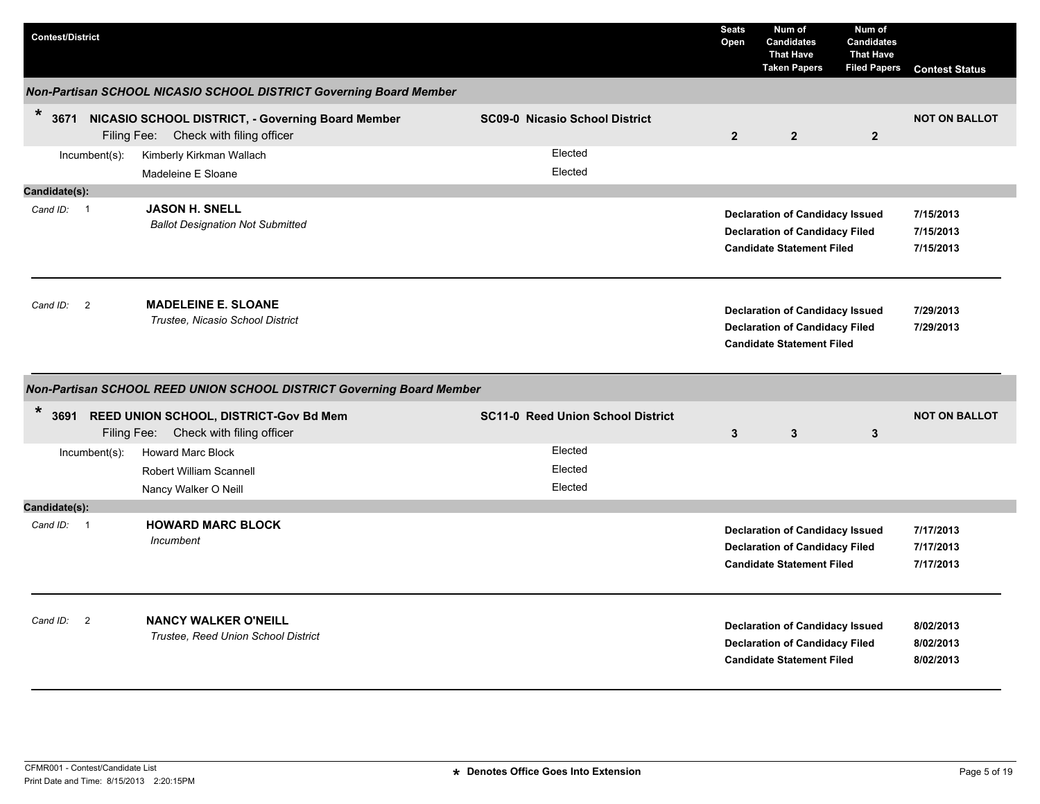| Contest/District | | Seats Open | Num of Candidates That Have Taken Papers | Num of Candidates That Have Filed Papers | Contest Status |
|---|---|---|---|---|---|

### *Non-Partisan SCHOOL NICASIO SCHOOL DISTRICT Governing Board Member*

| | | | | | |
|---|---|---|---|---|---|
| * **3671 NICASIO SCHOOL DISTRICT, - Governing Board Member** Filing Fee: Check with filing officer | **SC09-0 Nicasio School District** | **2** | **2** | **2** | **NOT ON BALLOT** |

Incumbent(s):

| Incumbent | Status |
|---|---|
| Kimberly Kirkman Wallach | Elected |
| Madeleine E Sloane | Elected |

**Candidate(s):**

*Cand ID:* 1 — **JASON H. SNELL**
*Ballot Designation Not Submitted*

| | |
|---|---|
| **Declaration of Candidacy Issued** | **7/15/2013** |
| **Declaration of Candidacy Filed** | **7/15/2013** |
| **Candidate Statement Filed** | **7/15/2013** |

*Cand ID:* 2 — **MADELEINE E. SLOANE**
*Trustee, Nicasio School District*

| | |
|---|---|
| **Declaration of Candidacy Issued** | **7/29/2013** |
| **Declaration of Candidacy Filed** | **7/29/2013** |
| **Candidate Statement Filed** | |

### *Non-Partisan SCHOOL REED UNION SCHOOL DISTRICT Governing Board Member*

| | | | | | |
|---|---|---|---|---|---|
| * **3691 REED UNION SCHOOL, DISTRICT-Gov Bd Mem** Filing Fee: Check with filing officer | **SC11-0 Reed Union School District** | **3** | **3** | **3** | **NOT ON BALLOT** |

Incumbent(s):

| Incumbent | Status |
|---|---|
| Howard Marc Block | Elected |
| Robert William Scannell | Elected |
| Nancy Walker O Neill | Elected |

**Candidate(s):**

*Cand ID:* 1 — **HOWARD MARC BLOCK**
*Incumbent*

| | |
|---|---|
| **Declaration of Candidacy Issued** | **7/17/2013** |
| **Declaration of Candidacy Filed** | **7/17/2013** |
| **Candidate Statement Filed** | **7/17/2013** |

*Cand ID:* 2 — **NANCY WALKER O'NEILL**
*Trustee, Reed Union School District*

| | |
|---|---|
| **Declaration of Candidacy Issued** | **8/02/2013** |
| **Declaration of Candidacy Filed** | **8/02/2013** |
| **Candidate Statement Filed** | **8/02/2013** |

CFMR001 - Contest/Candidate List
Print Date and Time: 8/15/2013 2:20:15PM

**\* Denotes Office Goes Into Extension**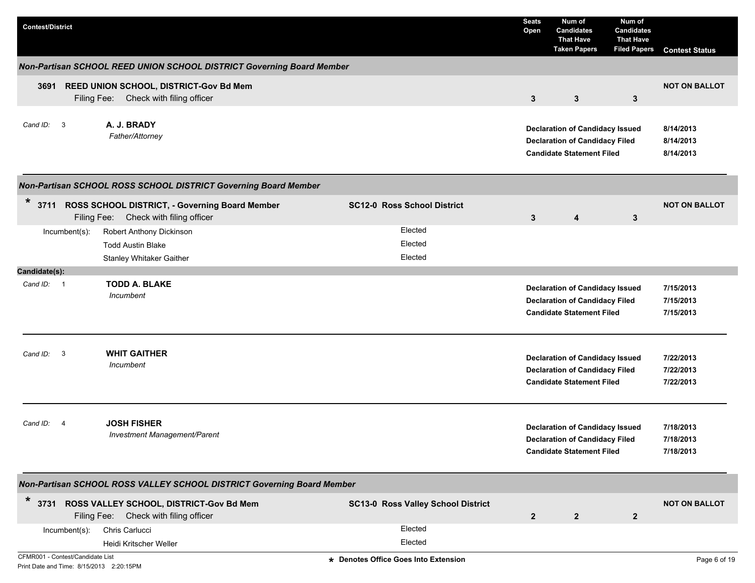| Contest/District | | Seats Open | Num of Candidates That Have Taken Papers | Num of Candidates That Have Filed Papers | Contest Status |
|---|---|---|---|---|---|

## *Non-Partisan SCHOOL REED UNION SCHOOL DISTRICT Governing Board Member*

**3691 REED UNION SCHOOL, DISTRICT-Gov Bd Mem**
Filing Fee: Check with filing officer

| Seats Open | Num of Candidates That Have Taken Papers | Num of Candidates That Have Filed Papers | Contest Status |
|---|---|---|---|
| 3 | 3 | 3 | NOT ON BALLOT |

*Cand ID:* 3 — **A. J. BRADY**
*Father/Attorney*

| | |
|---|---|
| Declaration of Candidacy Issued | 8/14/2013 |
| Declaration of Candidacy Filed | 8/14/2013 |
| Candidate Statement Filed | 8/14/2013 |

## *Non-Partisan SCHOOL ROSS SCHOOL DISTRICT Governing Board Member*

\* **3711 ROSS SCHOOL DISTRICT, - Governing Board Member** — **SC12-0 Ross School District**
Filing Fee: Check with filing officer

| Seats Open | Num of Candidates That Have Taken Papers | Num of Candidates That Have Filed Papers | Contest Status |
|---|---|---|---|
| 3 | 4 | 3 | NOT ON BALLOT |

| Incumbent(s): | |
|---|---|
| Robert Anthony Dickinson | Elected |
| Todd Austin Blake | Elected |
| Stanley Whitaker Gaither | Elected |

**Candidate(s):**

*Cand ID:* 1 — **TODD A. BLAKE**
*Incumbent*

| | |
|---|---|
| Declaration of Candidacy Issued | 7/15/2013 |
| Declaration of Candidacy Filed | 7/15/2013 |
| Candidate Statement Filed | 7/15/2013 |

*Cand ID:* 3 — **WHIT GAITHER**
*Incumbent*

| | |
|---|---|
| Declaration of Candidacy Issued | 7/22/2013 |
| Declaration of Candidacy Filed | 7/22/2013 |
| Candidate Statement Filed | 7/22/2013 |

*Cand ID:* 4 — **JOSH FISHER**
*Investment Management/Parent*

| | |
|---|---|
| Declaration of Candidacy Issued | 7/18/2013 |
| Declaration of Candidacy Filed | 7/18/2013 |
| Candidate Statement Filed | 7/18/2013 |

## *Non-Partisan SCHOOL ROSS VALLEY SCHOOL DISTRICT Governing Board Member*

\* **3731 ROSS VALLEY SCHOOL, DISTRICT-Gov Bd Mem** — **SC13-0 Ross Valley School District**
Filing Fee: Check with filing officer

| Seats Open | Num of Candidates That Have Taken Papers | Num of Candidates That Have Filed Papers | Contest Status |
|---|---|---|---|
| 2 | 2 | 2 | NOT ON BALLOT |

| Incumbent(s): | |
|---|---|
| Chris Carlucci | Elected |
| Heidi Kritscher Weller | Elected |

\* Denotes Office Goes Into Extension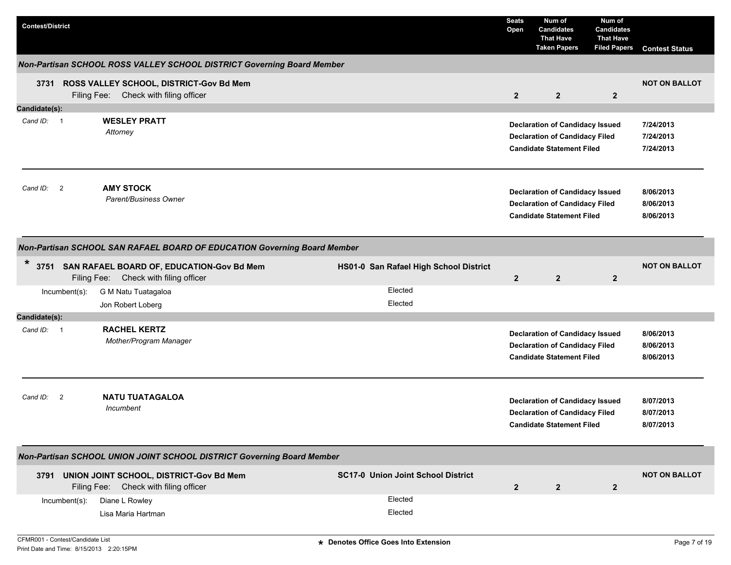| Contest/District | | Seats Open | Num of Candidates That Have Taken Papers | Num of Candidates That Have Filed Papers | Contest Status |
|---|---|---|---|---|---|

### *Non-Partisan SCHOOL ROSS VALLEY SCHOOL DISTRICT Governing Board Member*

| Contest/District | | Seats Open | Taken Papers | Filed Papers | Contest Status |
|---|---|---|---|---|---|
| **3731 ROSS VALLEY SCHOOL, DISTRICT-Gov Bd Mem** Filing Fee: Check with filing officer | | **2** | **2** | **2** | **NOT ON BALLOT** |

**Candidate(s):**

| Cand ID | Candidate | Status | Date |
|---|---|---|---|
| 1 | **WESLEY PRATT** *Attorney* | **Declaration of Candidacy Issued** | **7/24/2013** |
| | | **Declaration of Candidacy Filed** | **7/24/2013** |
| | | **Candidate Statement Filed** | **7/24/2013** |
| 2 | **AMY STOCK** *Parent/Business Owner* | **Declaration of Candidacy Issued** | **8/06/2013** |
| | | **Declaration of Candidacy Filed** | **8/06/2013** |
| | | **Candidate Statement Filed** | **8/06/2013** |

### *Non-Partisan SCHOOL SAN RAFAEL BOARD OF EDUCATION Governing Board Member*

| Contest/District | | Seats Open | Taken Papers | Filed Papers | Contest Status |
|---|---|---|---|---|---|
| * **3751 SAN RAFAEL BOARD OF, EDUCATION-Gov Bd Mem** Filing Fee: Check with filing officer | **HS01-0 San Rafael High School District** | **2** | **2** | **2** | **NOT ON BALLOT** |

Incumbent(s):

| Incumbent | Status |
|---|---|
| G M Natu Tuatagaloa | Elected |
| Jon Robert Loberg | Elected |

**Candidate(s):**

| Cand ID | Candidate | Status | Date |
|---|---|---|---|
| 1 | **RACHEL KERTZ** *Mother/Program Manager* | **Declaration of Candidacy Issued** | **8/06/2013** |
| | | **Declaration of Candidacy Filed** | **8/06/2013** |
| | | **Candidate Statement Filed** | **8/06/2013** |
| 2 | **NATU TUATAGALOA** *Incumbent* | **Declaration of Candidacy Issued** | **8/07/2013** |
| | | **Declaration of Candidacy Filed** | **8/07/2013** |
| | | **Candidate Statement Filed** | **8/07/2013** |

### *Non-Partisan SCHOOL UNION JOINT SCHOOL DISTRICT Governing Board Member*

| Contest/District | | Seats Open | Taken Papers | Filed Papers | Contest Status |
|---|---|---|---|---|---|
| **3791 UNION JOINT SCHOOL, DISTRICT-Gov Bd Mem** Filing Fee: Check with filing officer | **SC17-0 Union Joint School District** | **2** | **2** | **2** | **NOT ON BALLOT** |

Incumbent(s):

| Incumbent | Status |
|---|---|
| Diane L Rowley | Elected |
| Lisa Maria Hartman | Elected |

CFMR001 - Contest/Candidate List
Print Date and Time: 8/15/2013 2:20:15PM

* Denotes Office Goes Into Extension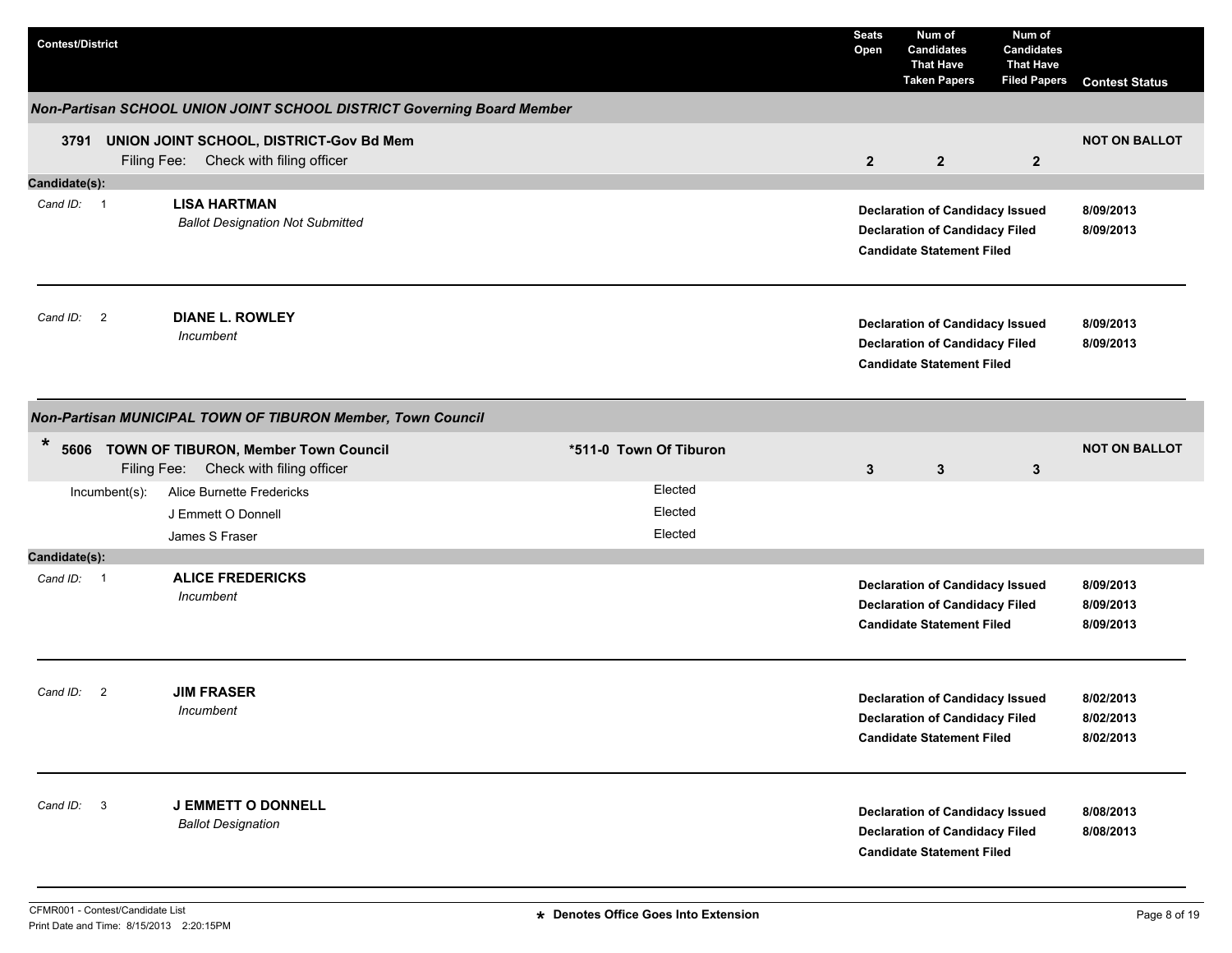| Contest/District | | Seats Open | Num of Candidates That Have Taken Papers | Num of Candidates That Have Filed Papers | Contest Status |
|---|---|---|---|---|---|

## Non-Partisan SCHOOL UNION JOINT SCHOOL DISTRICT Governing Board Member

| Contest/District | | Seats Open | Num of Candidates That Have Taken Papers | Num of Candidates That Have Filed Papers | Contest Status |
|---|---|---|---|---|---|
| **3791 UNION JOINT SCHOOL, DISTRICT-Gov Bd Mem** Filing Fee: Check with filing officer | | **2** | **2** | **2** | **NOT ON BALLOT** |

**Candidate(s):**

| Cand ID | Candidate | Status | Date |
|---|---|---|---|
| 1 | **LISA HARTMAN** *Ballot Designation Not Submitted* | **Declaration of Candidacy Issued** | **8/09/2013** |
| | | **Declaration of Candidacy Filed** | **8/09/2013** |
| | | **Candidate Statement Filed** | |
| 2 | **DIANE L. ROWLEY** *Incumbent* | **Declaration of Candidacy Issued** | **8/09/2013** |
| | | **Declaration of Candidacy Filed** | **8/09/2013** |
| | | **Candidate Statement Filed** | |

## Non-Partisan MUNICIPAL TOWN OF TIBURON Member, Town Council

| Contest/District | | Seats Open | Num of Candidates That Have Taken Papers | Num of Candidates That Have Filed Papers | Contest Status |
|---|---|---|---|---|---|
| * **5606 TOWN OF TIBURON, Member Town Council** Filing Fee: Check with filing officer | ***511-0 Town Of Tiburon** | **3** | **3** | **3** | **NOT ON BALLOT** |

| Incumbent(s) | |
|---|---|
| Alice Burnette Fredericks | Elected |
| J Emmett O Donnell | Elected |
| James S Fraser | Elected |

**Candidate(s):**

| Cand ID | Candidate | Status | Date |
|---|---|---|---|
| 1 | **ALICE FREDERICKS** *Incumbent* | **Declaration of Candidacy Issued** | **8/09/2013** |
| | | **Declaration of Candidacy Filed** | **8/09/2013** |
| | | **Candidate Statement Filed** | **8/09/2013** |
| 2 | **JIM FRASER** *Incumbent* | **Declaration of Candidacy Issued** | **8/02/2013** |
| | | **Declaration of Candidacy Filed** | **8/02/2013** |
| | | **Candidate Statement Filed** | **8/02/2013** |
| 3 | **J EMMETT O DONNELL** *Ballot Designation* | **Declaration of Candidacy Issued** | **8/08/2013** |
| | | **Declaration of Candidacy Filed** | **8/08/2013** |
| | | **Candidate Statement Filed** | |

CFMR001 - Contest/Candidate List
Print Date and Time: 8/15/2013 2:20:15PM

* Denotes Office Goes Into Extension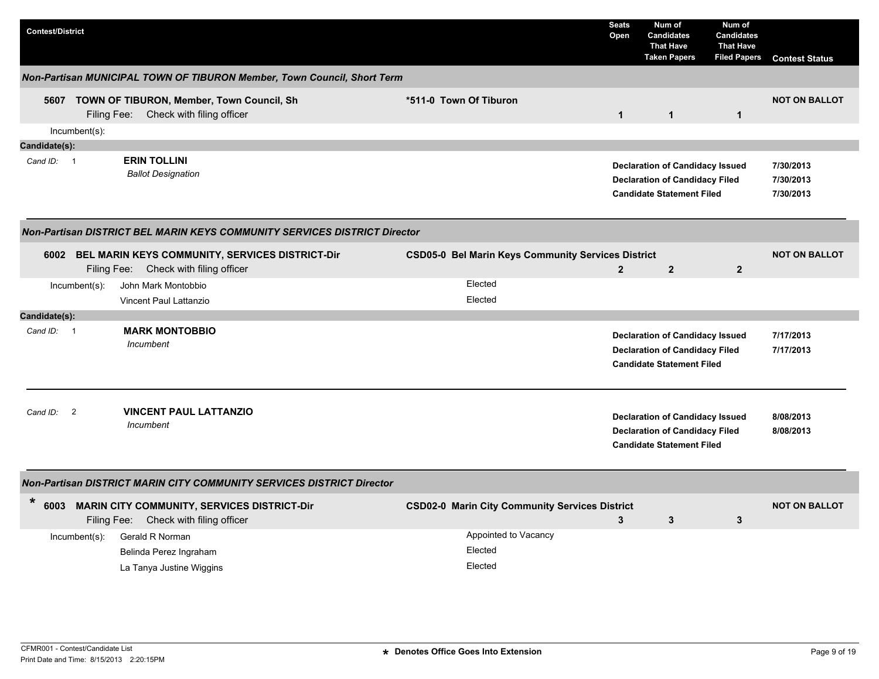| Contest/District | | Seats Open | Num of Candidates That Have Taken Papers | Num of Candidates That Have Filed Papers | Contest Status |
|---|---|---|---|---|---|

### Non-Partisan MUNICIPAL TOWN OF TIBURON Member, Town Council, Short Term

| Contest/District | | Seats Open | Taken Papers | Filed Papers | Contest Status |
|---|---|---|---|---|---|
| 5607 TOWN OF TIBURON, Member, Town Council, Sh<br>Filing Fee: Check with filing officer | *511-0 Town Of Tiburon | 1 | 1 | 1 | NOT ON BALLOT |

Incumbent(s):

**Candidate(s):**

| Cand ID | Candidate | Status | Date |
|---|---|---|---|
| 1 | **ERIN TOLLINI**<br>*Ballot Designation* | Declaration of Candidacy Issued | 7/30/2013 |
| | | Declaration of Candidacy Filed | 7/30/2013 |
| | | Candidate Statement Filed | 7/30/2013 |

### Non-Partisan DISTRICT BEL MARIN KEYS COMMUNITY SERVICES DISTRICT Director

| Contest/District | | Seats Open | Taken Papers | Filed Papers | Contest Status |
|---|---|---|---|---|---|
| 6002 BEL MARIN KEYS COMMUNITY, SERVICES DISTRICT-Dir<br>Filing Fee: Check with filing officer | CSD05-0 Bel Marin Keys Community Services District | 2 | 2 | 2 | NOT ON BALLOT |

| Incumbent(s) | |
|---|---|
| John Mark Montobbio | Elected |
| Vincent Paul Lattanzio | Elected |

**Candidate(s):**

| Cand ID | Candidate | Status | Date |
|---|---|---|---|
| 1 | **MARK MONTOBBIO**<br>*Incumbent* | Declaration of Candidacy Issued | 7/17/2013 |
| | | Declaration of Candidacy Filed | 7/17/2013 |
| | | Candidate Statement Filed | |
| 2 | **VINCENT PAUL LATTANZIO**<br>*Incumbent* | Declaration of Candidacy Issued | 8/08/2013 |
| | | Declaration of Candidacy Filed | 8/08/2013 |
| | | Candidate Statement Filed | |

### Non-Partisan DISTRICT MARIN CITY COMMUNITY SERVICES DISTRICT Director

| Contest/District | | Seats Open | Taken Papers | Filed Papers | Contest Status |
|---|---|---|---|---|---|
| * 6003 MARIN CITY COMMUNITY, SERVICES DISTRICT-Dir<br>Filing Fee: Check with filing officer | CSD02-0 Marin City Community Services District | 3 | 3 | 3 | NOT ON BALLOT |

| Incumbent(s) | |
|---|---|
| Gerald R Norman | Appointed to Vacancy |
| Belinda Perez Ingraham | Elected |
| La Tanya Justine Wiggins | Elected |

CFMR001 - Contest/Candidate List
Print Date and Time: 8/15/2013 2:20:15PM

* Denotes Office Goes Into Extension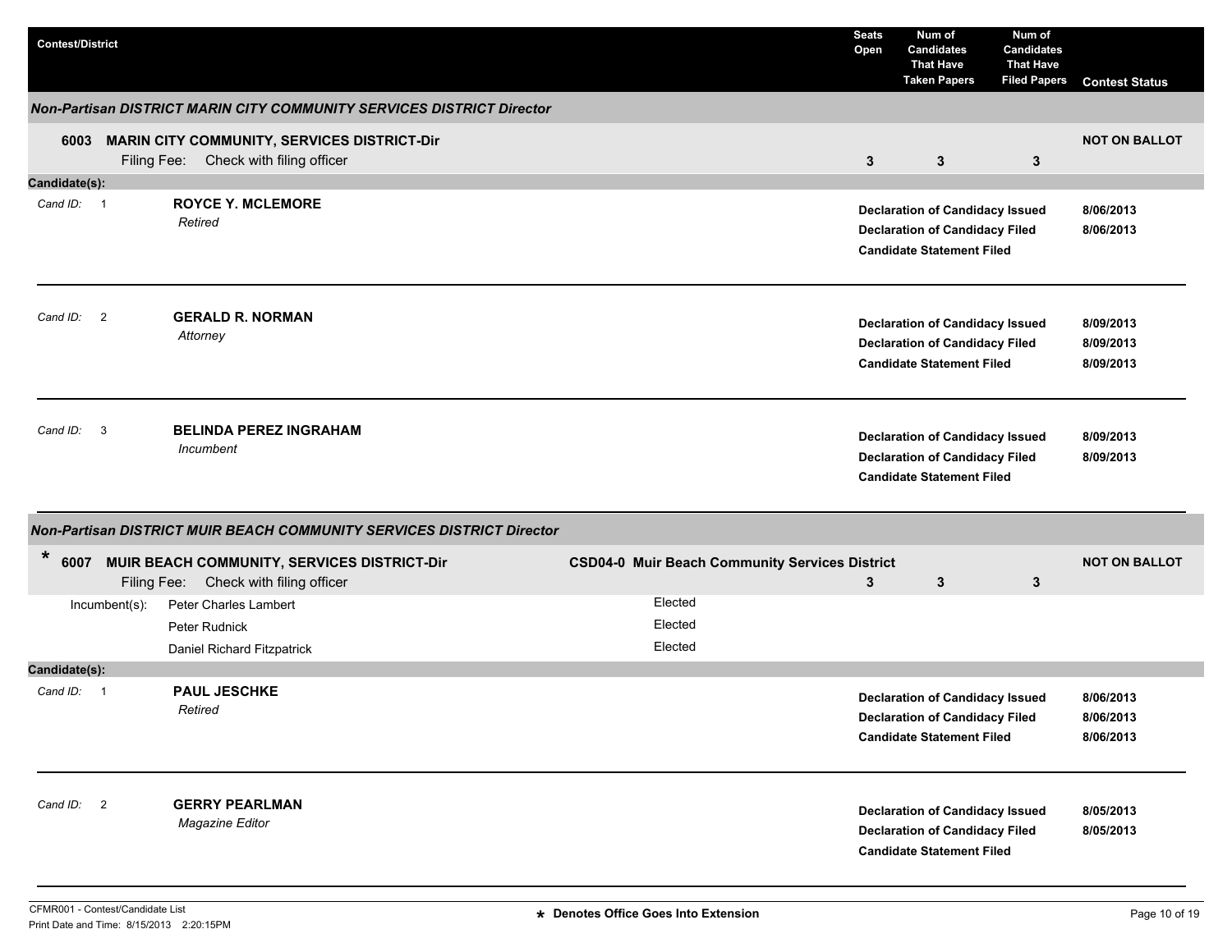| Contest/District | Seats Open | Num of Candidates That Have Taken Papers | Num of Candidates That Have Filed Papers | Contest Status |
|---|---|---|---|---|

### *Non-Partisan DISTRICT MARIN CITY COMMUNITY SERVICES DISTRICT Director*

**6003 MARIN CITY COMMUNITY, SERVICES DISTRICT-Dir** — **NOT ON BALLOT**

Filing Fee: Check with filing officer

| Seats Open | Num of Candidates That Have Taken Papers | Num of Candidates That Have Filed Papers |
|---|---|---|
| 3 | 3 | 3 |

**Candidate(s):**

| Cand ID | Candidate | Status | Date |
|---|---|---|---|
| 1 | **ROYCE Y. MCLEMORE** *Retired* | Declaration of Candidacy Issued | 8/06/2013 |
| | | Declaration of Candidacy Filed | 8/06/2013 |
| | | Candidate Statement Filed | |
| 2 | **GERALD R. NORMAN** *Attorney* | Declaration of Candidacy Issued | 8/09/2013 |
| | | Declaration of Candidacy Filed | 8/09/2013 |
| | | Candidate Statement Filed | 8/09/2013 |
| 3 | **BELINDA PEREZ INGRAHAM** *Incumbent* | Declaration of Candidacy Issued | 8/09/2013 |
| | | Declaration of Candidacy Filed | 8/09/2013 |
| | | Candidate Statement Filed | |

### *Non-Partisan DISTRICT MUIR BEACH COMMUNITY SERVICES DISTRICT Director*

\* **6007 MUIR BEACH COMMUNITY, SERVICES DISTRICT-Dir** — **CSD04-0 Muir Beach Community Services District** — **NOT ON BALLOT**

Filing Fee: Check with filing officer

| Seats Open | Num of Candidates That Have Taken Papers | Num of Candidates That Have Filed Papers |
|---|---|---|
| 3 | 3 | 3 |

| Incumbent(s) | |
|---|---|
| Peter Charles Lambert | Elected |
| Peter Rudnick | Elected |
| Daniel Richard Fitzpatrick | Elected |

**Candidate(s):**

| Cand ID | Candidate | Status | Date |
|---|---|---|---|
| 1 | **PAUL JESCHKE** *Retired* | Declaration of Candidacy Issued | 8/06/2013 |
| | | Declaration of Candidacy Filed | 8/06/2013 |
| | | Candidate Statement Filed | 8/06/2013 |
| 2 | **GERRY PEARLMAN** *Magazine Editor* | Declaration of Candidacy Issued | 8/05/2013 |
| | | Declaration of Candidacy Filed | 8/05/2013 |
| | | Candidate Statement Filed | |

\* Denotes Office Goes Into Extension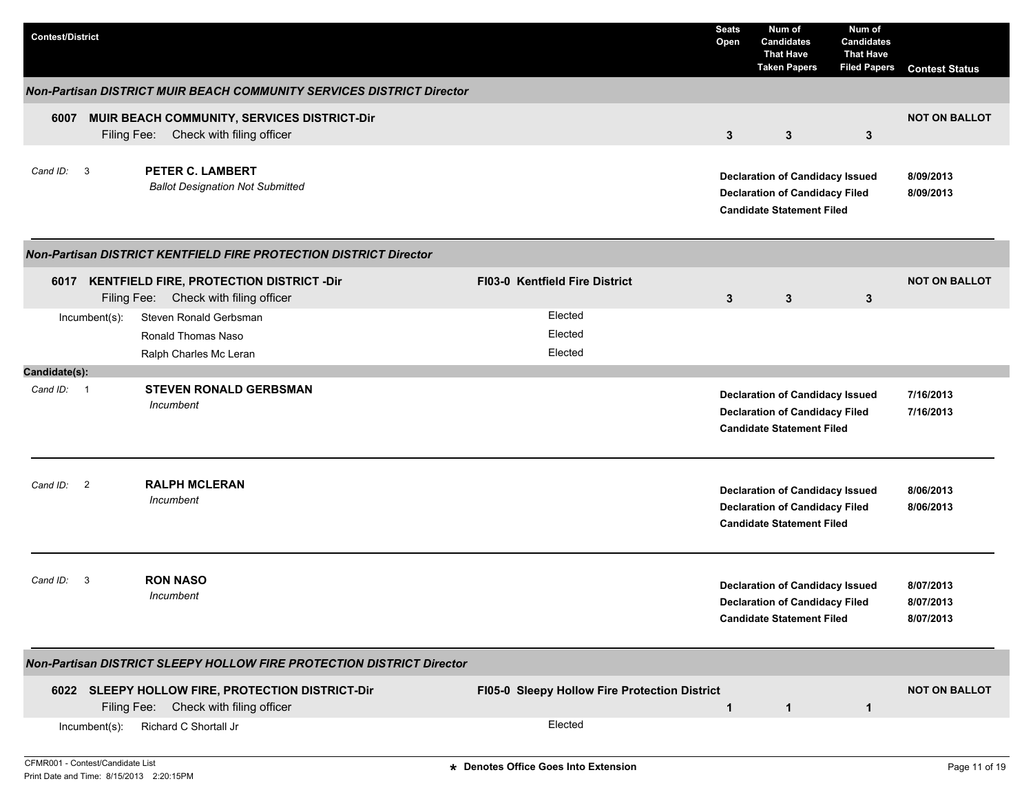| Contest/District | | Seats Open | Num of Candidates That Have Taken Papers | Num of Candidates That Have Filed Papers | Contest Status |
|---|---|---|---|---|---|

### *Non-Partisan DISTRICT MUIR BEACH COMMUNITY SERVICES DISTRICT Director*

| Contest | | Seats Open | Taken Papers | Filed Papers | Contest Status |
|---|---|---|---|---|---|
| **6007 MUIR BEACH COMMUNITY, SERVICES DISTRICT-Dir**<br>Filing Fee: Check with filing officer | | **3** | **3** | **3** | **NOT ON BALLOT** |

*Cand ID:* 3 — **PETER C. LAMBERT**
*Ballot Designation Not Submitted*

| Status | Date |
|---|---|
| **Declaration of Candidacy Issued** | **8/09/2013** |
| **Declaration of Candidacy Filed** | **8/09/2013** |
| **Candidate Statement Filed** | |

### *Non-Partisan DISTRICT KENTFIELD FIRE PROTECTION DISTRICT Director*

| Contest | District | Seats Open | Taken Papers | Filed Papers | Contest Status |
|---|---|---|---|---|---|
| **6017 KENTFIELD FIRE, PROTECTION DISTRICT -Dir**<br>Filing Fee: Check with filing officer | **FI03-0 Kentfield Fire District** | **3** | **3** | **3** | **NOT ON BALLOT** |

| Incumbent(s): | |
|---|---|
| Steven Ronald Gerbsman | Elected |
| Ronald Thomas Naso | Elected |
| Ralph Charles Mc Leran | Elected |

**Candidate(s):**

*Cand ID:* 1 — **STEVEN RONALD GERBSMAN**
*Incumbent*

| Status | Date |
|---|---|
| **Declaration of Candidacy Issued** | **7/16/2013** |
| **Declaration of Candidacy Filed** | **7/16/2013** |
| **Candidate Statement Filed** | |

*Cand ID:* 2 — **RALPH MCLERAN**
*Incumbent*

| Status | Date |
|---|---|
| **Declaration of Candidacy Issued** | **8/06/2013** |
| **Declaration of Candidacy Filed** | **8/06/2013** |
| **Candidate Statement Filed** | |

*Cand ID:* 3 — **RON NASO**
*Incumbent*

| Status | Date |
|---|---|
| **Declaration of Candidacy Issued** | **8/07/2013** |
| **Declaration of Candidacy Filed** | **8/07/2013** |
| **Candidate Statement Filed** | **8/07/2013** |

### *Non-Partisan DISTRICT SLEEPY HOLLOW FIRE PROTECTION DISTRICT Director*

| Contest | District | Seats Open | Taken Papers | Filed Papers | Contest Status |
|---|---|---|---|---|---|
| **6022 SLEEPY HOLLOW FIRE, PROTECTION DISTRICT-Dir**<br>Filing Fee: Check with filing officer | **FI05-0 Sleepy Hollow Fire Protection District** | **1** | **1** | **1** | **NOT ON BALLOT** |

| Incumbent(s): | |
|---|---|
| Richard C Shortall Jr | Elected |

CFMR001 - Contest/Candidate List
Print Date and Time: 8/15/2013 2:20:15PM

**\* Denotes Office Goes Into Extension**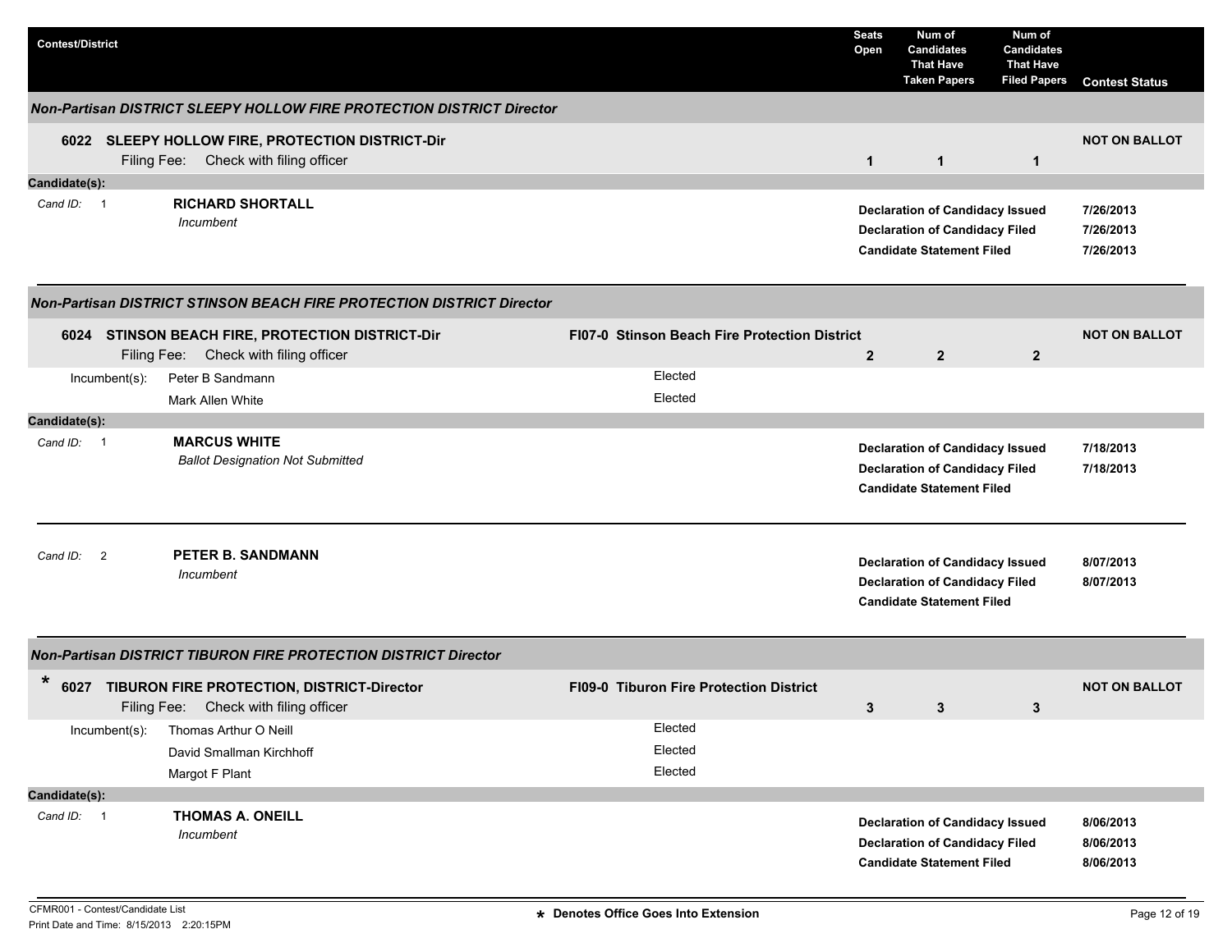| Contest/District | | Seats Open | Num of Candidates That Have Taken Papers | Num of Candidates That Have Filed Papers | Contest Status |
|---|---|---|---|---|---|

### *Non-Partisan DISTRICT SLEEPY HOLLOW FIRE PROTECTION DISTRICT Director*

| Contest/District | | Seats Open | Num of Candidates That Have Taken Papers | Num of Candidates That Have Filed Papers | Contest Status |
|---|---|---|---|---|---|
| **6022 SLEEPY HOLLOW FIRE, PROTECTION DISTRICT-Dir** Filing Fee: Check with filing officer | | **1** | **1** | **1** | **NOT ON BALLOT** |

**Candidate(s):**

| Cand ID | Candidate | Status | Date |
|---|---|---|---|
| 1 | **RICHARD SHORTALL** *Incumbent* | **Declaration of Candidacy Issued** | **7/26/2013** |
| | | **Declaration of Candidacy Filed** | **7/26/2013** |
| | | **Candidate Statement Filed** | **7/26/2013** |

### *Non-Partisan DISTRICT STINSON BEACH FIRE PROTECTION DISTRICT Director*

| Contest/District | | Seats Open | Num of Candidates That Have Taken Papers | Num of Candidates That Have Filed Papers | Contest Status |
|---|---|---|---|---|---|
| **6024 STINSON BEACH FIRE, PROTECTION DISTRICT-Dir** Filing Fee: Check with filing officer | **FI07-0 Stinson Beach Fire Protection District** | **2** | **2** | **2** | **NOT ON BALLOT** |

Incumbent(s):

| Incumbent | Status |
|---|---|
| Peter B Sandmann | Elected |
| Mark Allen White | Elected |

**Candidate(s):**

| Cand ID | Candidate | Status | Date |
|---|---|---|---|
| 1 | **MARCUS WHITE** *Ballot Designation Not Submitted* | **Declaration of Candidacy Issued** | **7/18/2013** |
| | | **Declaration of Candidacy Filed** | **7/18/2013** |
| | | **Candidate Statement Filed** | |
| 2 | **PETER B. SANDMANN** *Incumbent* | **Declaration of Candidacy Issued** | **8/07/2013** |
| | | **Declaration of Candidacy Filed** | **8/07/2013** |
| | | **Candidate Statement Filed** | |

### *Non-Partisan DISTRICT TIBURON FIRE PROTECTION DISTRICT Director*

| Contest/District | | Seats Open | Num of Candidates That Have Taken Papers | Num of Candidates That Have Filed Papers | Contest Status |
|---|---|---|---|---|---|
| * **6027 TIBURON FIRE PROTECTION, DISTRICT-Director** Filing Fee: Check with filing officer | **FI09-0 Tiburon Fire Protection District** | **3** | **3** | **3** | **NOT ON BALLOT** |

Incumbent(s):

| Incumbent | Status |
|---|---|
| Thomas Arthur O Neill | Elected |
| David Smallman Kirchhoff | Elected |
| Margot F Plant | Elected |

**Candidate(s):**

| Cand ID | Candidate | Status | Date |
|---|---|---|---|
| 1 | **THOMAS A. ONEILL** *Incumbent* | **Declaration of Candidacy Issued** | **8/06/2013** |
| | | **Declaration of Candidacy Filed** | **8/06/2013** |
| | | **Candidate Statement Filed** | **8/06/2013** |

CFMR001 - Contest/Candidate List
Print Date and Time: 8/15/2013 2:20:15PM

* Denotes Office Goes Into Extension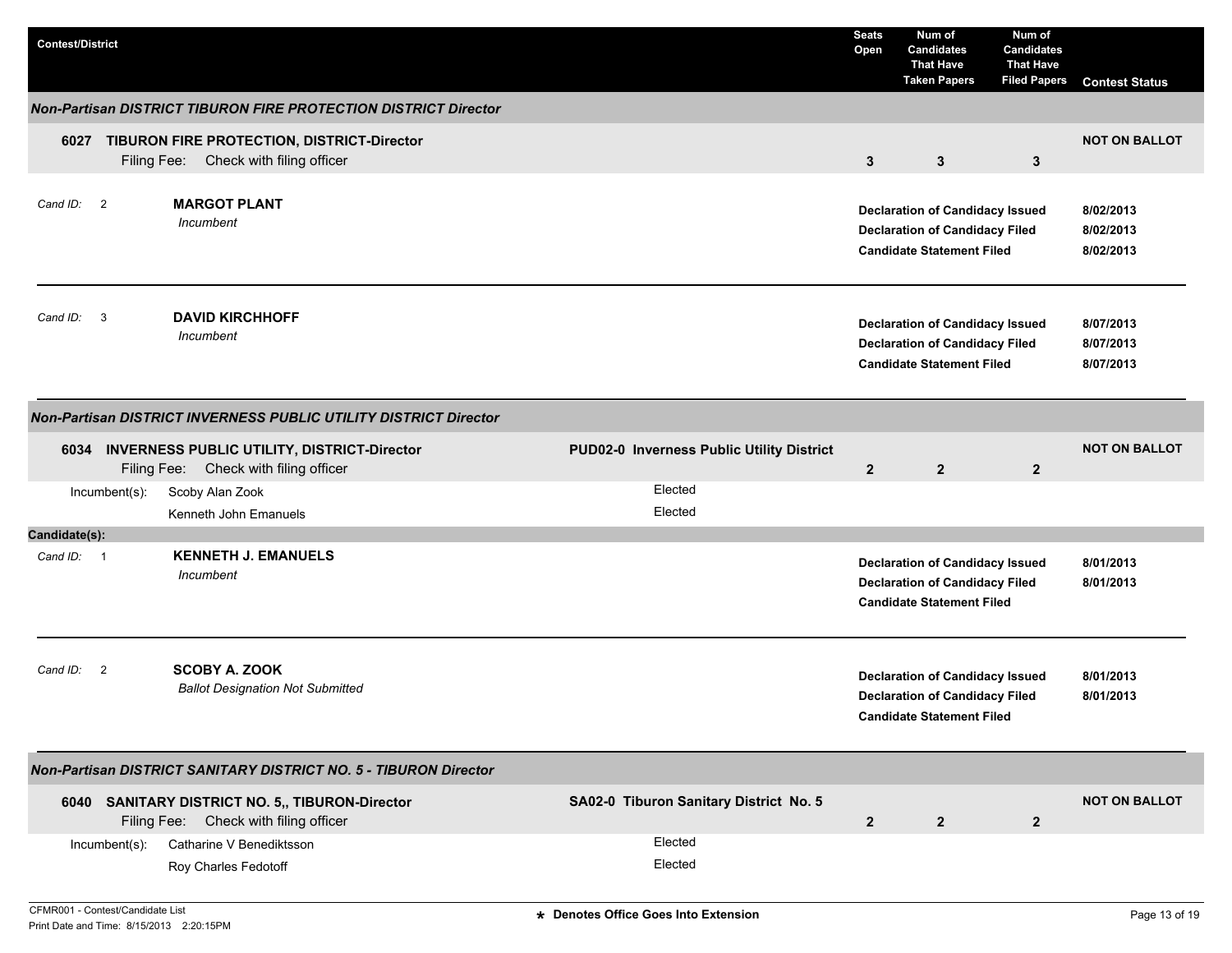| Contest/District | | Seats Open | Num of Candidates That Have Taken Papers | Num of Candidates That Have Filed Papers | Contest Status |
|---|---|---|---|---|---|

### *Non-Partisan DISTRICT TIBURON FIRE PROTECTION DISTRICT Director*

**6027 TIBURON FIRE PROTECTION, DISTRICT-Director**
Filing Fee: Check with filing officer

| Seats Open | Num of Candidates That Have Taken Papers | Num of Candidates That Have Filed Papers | Contest Status |
|---|---|---|---|
| 3 | 3 | 3 | NOT ON BALLOT |

*Cand ID:* 2 **MARGOT PLANT**
*Incumbent*

| | |
|---|---|
| **Declaration of Candidacy Issued** | **8/02/2013** |
| **Declaration of Candidacy Filed** | **8/02/2013** |
| **Candidate Statement Filed** | **8/02/2013** |

*Cand ID:* 3 **DAVID KIRCHHOFF**
*Incumbent*

| | |
|---|---|
| **Declaration of Candidacy Issued** | **8/07/2013** |
| **Declaration of Candidacy Filed** | **8/07/2013** |
| **Candidate Statement Filed** | **8/07/2013** |

### *Non-Partisan DISTRICT INVERNESS PUBLIC UTILITY DISTRICT Director*

**6034 INVERNESS PUBLIC UTILITY, DISTRICT-Director** — **PUD02-0 Inverness Public Utility District**
Filing Fee: Check with filing officer

| Seats Open | Num of Candidates That Have Taken Papers | Num of Candidates That Have Filed Papers | Contest Status |
|---|---|---|---|
| 2 | 2 | 2 | NOT ON BALLOT |

Incumbent(s):

| Name | Status |
|---|---|
| Scoby Alan Zook | Elected |
| Kenneth John Emanuels | Elected |

**Candidate(s):**

*Cand ID:* 1 **KENNETH J. EMANUELS**
*Incumbent*

| | |
|---|---|
| **Declaration of Candidacy Issued** | **8/01/2013** |
| **Declaration of Candidacy Filed** | **8/01/2013** |
| **Candidate Statement Filed** | |

*Cand ID:* 2 **SCOBY A. ZOOK**
*Ballot Designation Not Submitted*

| | |
|---|---|
| **Declaration of Candidacy Issued** | **8/01/2013** |
| **Declaration of Candidacy Filed** | **8/01/2013** |
| **Candidate Statement Filed** | |

### *Non-Partisan DISTRICT SANITARY DISTRICT NO. 5 - TIBURON Director*

**6040 SANITARY DISTRICT NO. 5,, TIBURON-Director** — **SA02-0 Tiburon Sanitary District No. 5**
Filing Fee: Check with filing officer

| Seats Open | Num of Candidates That Have Taken Papers | Num of Candidates That Have Filed Papers | Contest Status |
|---|---|---|---|
| 2 | 2 | 2 | NOT ON BALLOT |

Incumbent(s):

| Name | Status |
|---|---|
| Catharine V Benediktsson | Elected |
| Roy Charles Fedotoff | Elected |

CFMR001 - Contest/Candidate List
Print Date and Time: 8/15/2013 2:20:15PM

* Denotes Office Goes Into Extension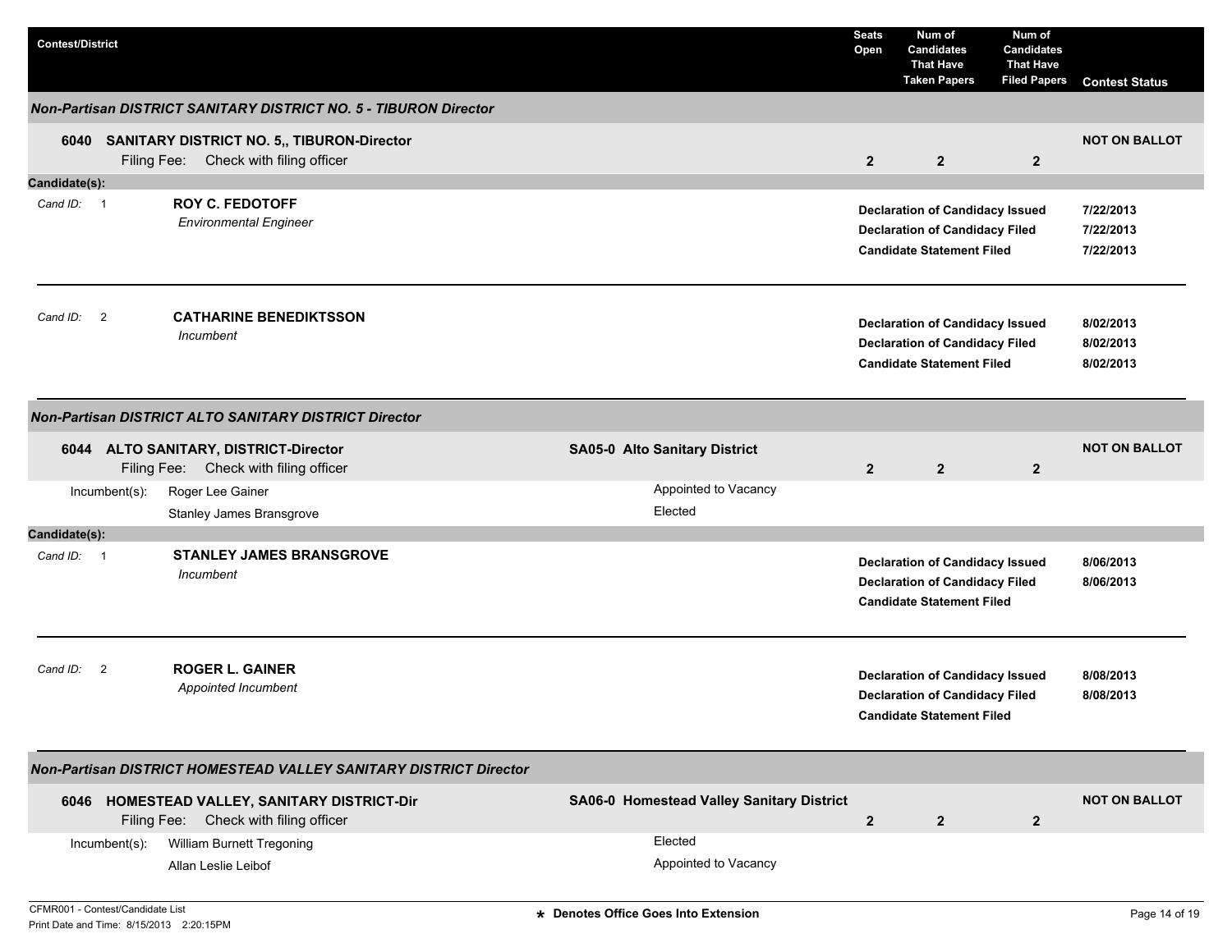| Contest/District | | Seats Open | Num of Candidates That Have Taken Papers | Num of Candidates That Have Filed Papers | Contest Status |
|---|---|---|---|---|---|

### *Non-Partisan DISTRICT SANITARY DISTRICT NO. 5 - TIBURON Director*

**6040 SANITARY DISTRICT NO. 5,, TIBURON-Director**
Filing Fee: Check with filing officer

| Seats Open | Num of Candidates That Have Taken Papers | Num of Candidates That Have Filed Papers | Contest Status |
|---|---|---|---|
| 2 | 2 | 2 | NOT ON BALLOT |

**Candidate(s):**

*Cand ID:* 1 — **ROY C. FEDOTOFF**
*Environmental Engineer*

| | |
|---|---|
| **Declaration of Candidacy Issued** | 7/22/2013 |
| **Declaration of Candidacy Filed** | 7/22/2013 |
| **Candidate Statement Filed** | 7/22/2013 |

*Cand ID:* 2 — **CATHARINE BENEDIKTSSON**
*Incumbent*

| | |
|---|---|
| **Declaration of Candidacy Issued** | 8/02/2013 |
| **Declaration of Candidacy Filed** | 8/02/2013 |
| **Candidate Statement Filed** | 8/02/2013 |

### *Non-Partisan DISTRICT ALTO SANITARY DISTRICT Director*

**6044 ALTO SANITARY, DISTRICT-Director** — **SA05-0 Alto Sanitary District**
Filing Fee: Check with filing officer

| Seats Open | Num of Candidates That Have Taken Papers | Num of Candidates That Have Filed Papers | Contest Status |
|---|---|---|---|
| 2 | 2 | 2 | NOT ON BALLOT |

Incumbent(s):

| | |
|---|---|
| Roger Lee Gainer | Appointed to Vacancy |
| Stanley James Bransgrove | Elected |

**Candidate(s):**

*Cand ID:* 1 — **STANLEY JAMES BRANSGROVE**
*Incumbent*

| | |
|---|---|
| **Declaration of Candidacy Issued** | 8/06/2013 |
| **Declaration of Candidacy Filed** | 8/06/2013 |
| **Candidate Statement Filed** | |

*Cand ID:* 2 — **ROGER L. GAINER**
*Appointed Incumbent*

| | |
|---|---|
| **Declaration of Candidacy Issued** | 8/08/2013 |
| **Declaration of Candidacy Filed** | 8/08/2013 |
| **Candidate Statement Filed** | |

### *Non-Partisan DISTRICT HOMESTEAD VALLEY SANITARY DISTRICT Director*

**6046 HOMESTEAD VALLEY, SANITARY DISTRICT-Dir** — **SA06-0 Homestead Valley Sanitary District**
Filing Fee: Check with filing officer

| Seats Open | Num of Candidates That Have Taken Papers | Num of Candidates That Have Filed Papers | Contest Status |
|---|---|---|---|
| 2 | 2 | 2 | NOT ON BALLOT |

Incumbent(s):

| | |
|---|---|
| William Burnett Tregoning | Elected |
| Allan Leslie Leibof | Appointed to Vacancy |

CFMR001 - Contest/Candidate List
Print Date and Time: 8/15/2013 2:20:15PM

* Denotes Office Goes Into Extension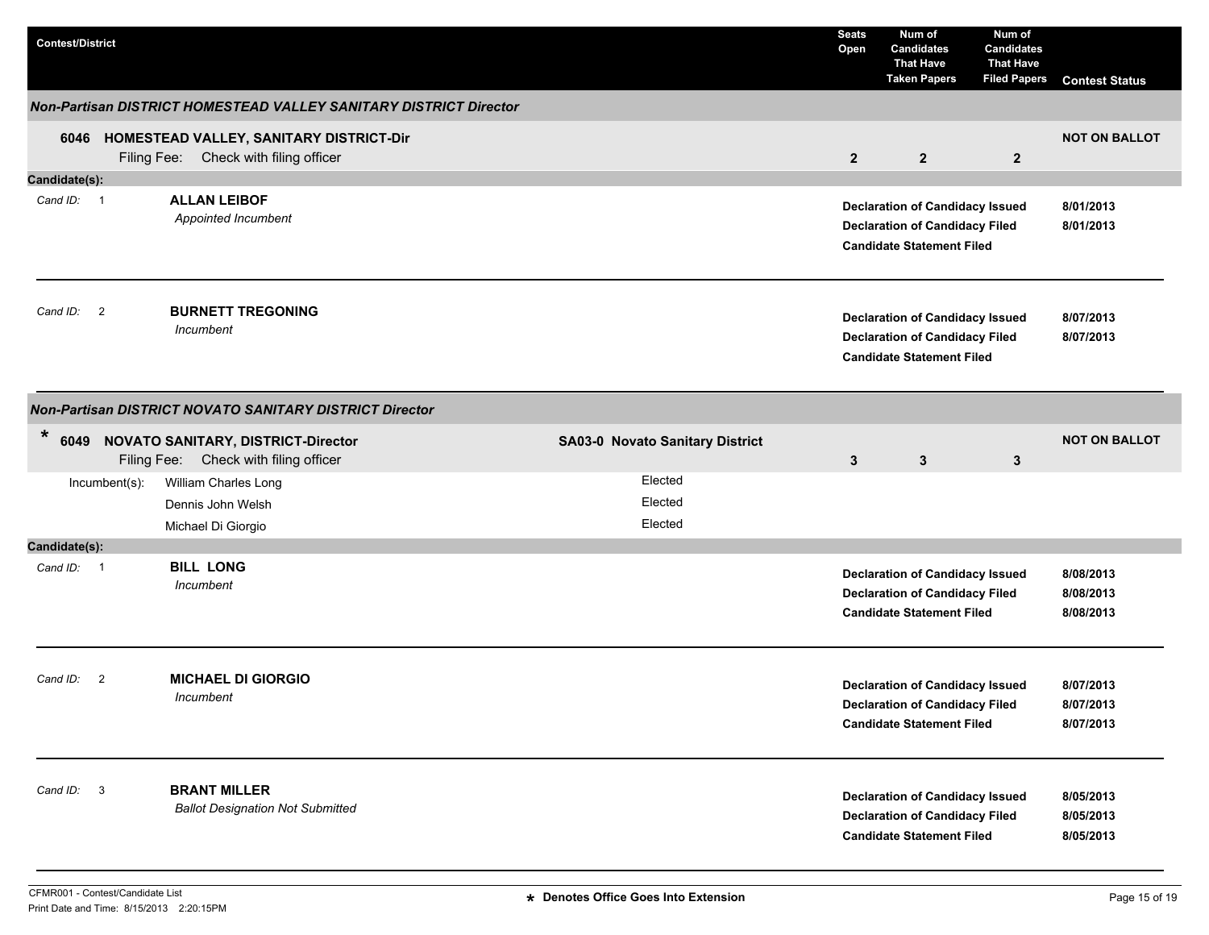| Contest/District | | Seats Open | Num of Candidates That Have Taken Papers | Num of Candidates That Have Filed Papers | Contest Status |
|---|---|---|---|---|---|

## *Non-Partisan DISTRICT HOMESTEAD VALLEY SANITARY DISTRICT Director*

| Contest/District | | Seats Open | Num of Candidates That Have Taken Papers | Num of Candidates That Have Filed Papers | Contest Status |
|---|---|---|---|---|---|
| **6046 HOMESTEAD VALLEY, SANITARY DISTRICT-Dir**<br>Filing Fee: Check with filing officer | | **2** | **2** | **2** | **NOT ON BALLOT** |

**Candidate(s):**

*Cand ID:* 1 — **ALLAN LEIBOF**
*Appointed Incumbent*

| | |
|---|---|
| **Declaration of Candidacy Issued** | **8/01/2013** |
| **Declaration of Candidacy Filed** | **8/01/2013** |
| **Candidate Statement Filed** | |

*Cand ID:* 2 — **BURNETT TREGONING**
*Incumbent*

| | |
|---|---|
| **Declaration of Candidacy Issued** | **8/07/2013** |
| **Declaration of Candidacy Filed** | **8/07/2013** |
| **Candidate Statement Filed** | |

## *Non-Partisan DISTRICT NOVATO SANITARY DISTRICT Director*

| Contest/District | | Seats Open | Num of Candidates That Have Taken Papers | Num of Candidates That Have Filed Papers | Contest Status |
|---|---|---|---|---|---|
| *** 6049 NOVATO SANITARY, DISTRICT-Director**<br>Filing Fee: Check with filing officer | **SA03-0 Novato Sanitary District** | **3** | **3** | **3** | **NOT ON BALLOT** |

| Incumbent(s): | |
|---|---|
| William Charles Long | Elected |
| Dennis John Welsh | Elected |
| Michael Di Giorgio | Elected |

**Candidate(s):**

*Cand ID:* 1 — **BILL LONG**
*Incumbent*

| | |
|---|---|
| **Declaration of Candidacy Issued** | **8/08/2013** |
| **Declaration of Candidacy Filed** | **8/08/2013** |
| **Candidate Statement Filed** | **8/08/2013** |

*Cand ID:* 2 — **MICHAEL DI GIORGIO**
*Incumbent*

| | |
|---|---|
| **Declaration of Candidacy Issued** | **8/07/2013** |
| **Declaration of Candidacy Filed** | **8/07/2013** |
| **Candidate Statement Filed** | **8/07/2013** |

*Cand ID:* 3 — **BRANT MILLER**
*Ballot Designation Not Submitted*

| | |
|---|---|
| **Declaration of Candidacy Issued** | **8/05/2013** |
| **Declaration of Candidacy Filed** | **8/05/2013** |
| **Candidate Statement Filed** | **8/05/2013** |

CFMR001 - Contest/Candidate List
Print Date and Time: 8/15/2013 2:20:15PM

**\* Denotes Office Goes Into Extension**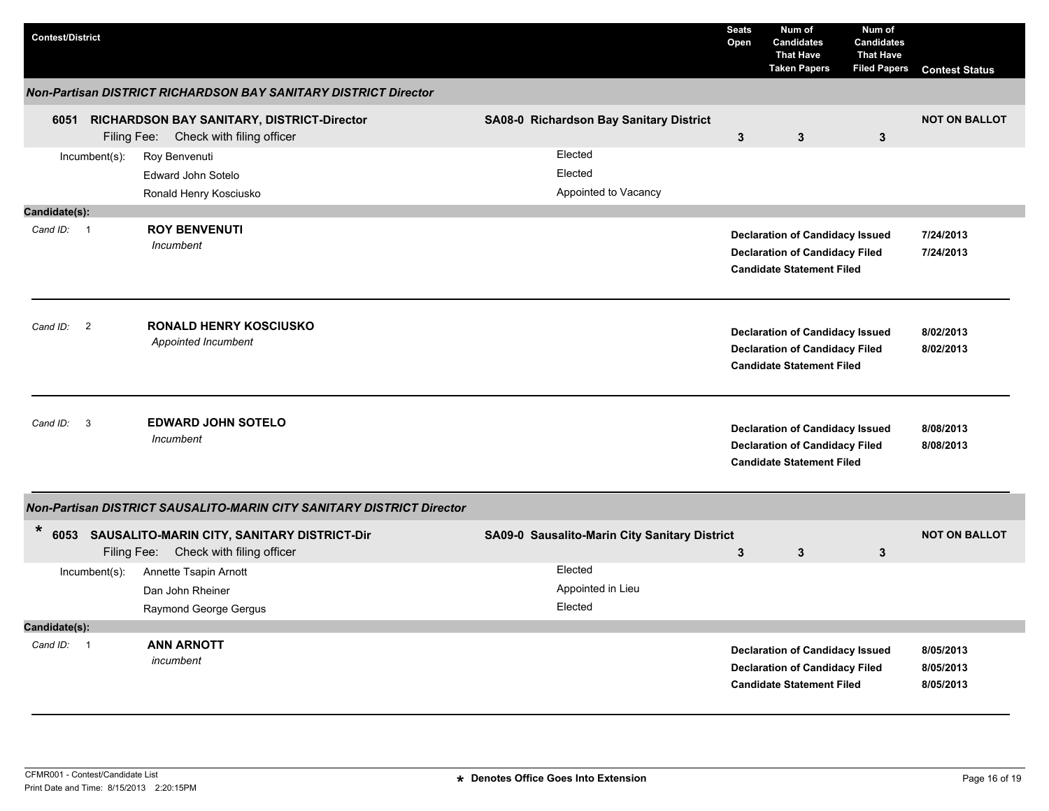| Contest/District | | Seats Open | Num of Candidates That Have Taken Papers | Num of Candidates That Have Filed Papers | Contest Status |
|---|---|---|---|---|---|

### *Non-Partisan DISTRICT RICHARDSON BAY SANITARY DISTRICT Director*

| | | Seats Open | Taken Papers | Filed Papers | Contest Status |
|---|---|---|---|---|---|
| **6051 RICHARDSON BAY SANITARY, DISTRICT-Director** Filing Fee: Check with filing officer | **SA08-0 Richardson Bay Sanitary District** | **3** | **3** | **3** | **NOT ON BALLOT** |

| Incumbent(s): | |
|---|---|
| Roy Benvenuti | Elected |
| Edward John Sotelo | Elected |
| Ronald Henry Kosciusko | Appointed to Vacancy |

**Candidate(s):**

| Cand ID | Candidate | Status | Date |
|---|---|---|---|
| 1 | **ROY BENVENUTI** *Incumbent* | **Declaration of Candidacy Issued** | **7/24/2013** |
| | | **Declaration of Candidacy Filed** | **7/24/2013** |
| | | **Candidate Statement Filed** | |
| 2 | **RONALD HENRY KOSCIUSKO** *Appointed Incumbent* | **Declaration of Candidacy Issued** | **8/02/2013** |
| | | **Declaration of Candidacy Filed** | **8/02/2013** |
| | | **Candidate Statement Filed** | |
| 3 | **EDWARD JOHN SOTELO** *Incumbent* | **Declaration of Candidacy Issued** | **8/08/2013** |
| | | **Declaration of Candidacy Filed** | **8/08/2013** |
| | | **Candidate Statement Filed** | |

### *Non-Partisan DISTRICT SAUSALITO-MARIN CITY SANITARY DISTRICT Director*

| | | Seats Open | Taken Papers | Filed Papers | Contest Status |
|---|---|---|---|---|---|
| * **6053 SAUSALITO-MARIN CITY, SANITARY DISTRICT-Dir** Filing Fee: Check with filing officer | **SA09-0 Sausalito-Marin City Sanitary District** | **3** | **3** | **3** | **NOT ON BALLOT** |

| Incumbent(s): | |
|---|---|
| Annette Tsapin Arnott | Elected |
| Dan John Rheiner | Appointed in Lieu |
| Raymond George Gergus | Elected |

**Candidate(s):**

| Cand ID | Candidate | Status | Date |
|---|---|---|---|
| 1 | **ANN ARNOTT** *incumbent* | **Declaration of Candidacy Issued** | **8/05/2013** |
| | | **Declaration of Candidacy Filed** | **8/05/2013** |
| | | **Candidate Statement Filed** | **8/05/2013** |

CFMR001 - Contest/Candidate List
Print Date and Time: 8/15/2013 2:20:15PM

**\* Denotes Office Goes Into Extension**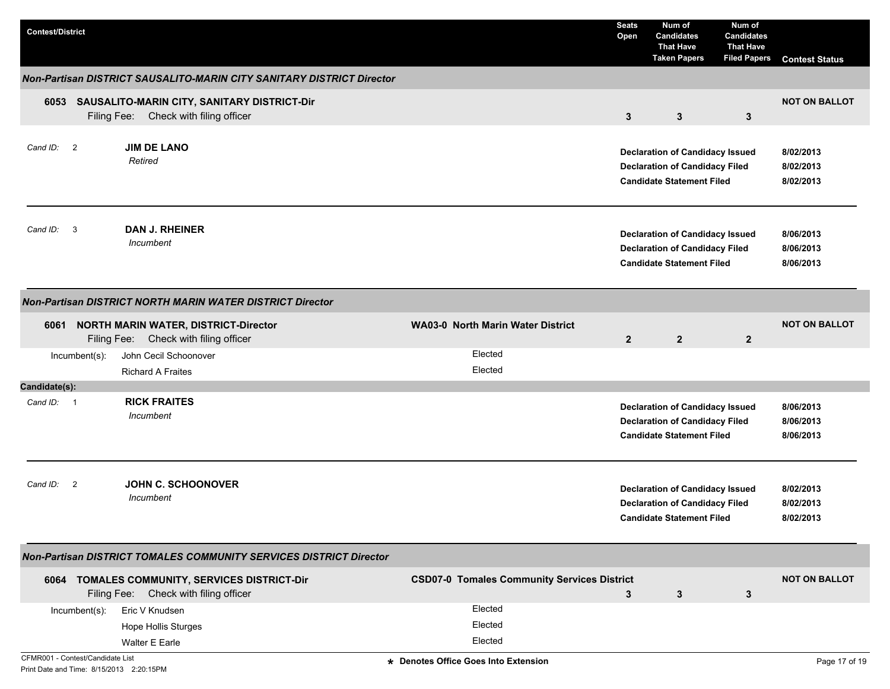| Contest/District | | Seats Open | Num of Candidates That Have Taken Papers | Num of Candidates That Have Filed Papers | Contest Status |
|---|---|---|---|---|---|

### *Non-Partisan DISTRICT SAUSALITO-MARIN CITY SANITARY DISTRICT Director*

| Contest/District | | Seats Open | Taken Papers | Filed Papers | Contest Status |
|---|---|---|---|---|---|
| **6053 SAUSALITO-MARIN CITY, SANITARY DISTRICT-Dir**<br>Filing Fee: Check with filing officer | | **3** | **3** | **3** | **NOT ON BALLOT** |

*Cand ID:* 2 — **JIM DE LANO**
*Retired*

| Action | Date |
|---|---|
| **Declaration of Candidacy Issued** | **8/02/2013** |
| **Declaration of Candidacy Filed** | **8/02/2013** |
| **Candidate Statement Filed** | **8/02/2013** |

*Cand ID:* 3 — **DAN J. RHEINER**
*Incumbent*

| Action | Date |
|---|---|
| **Declaration of Candidacy Issued** | **8/06/2013** |
| **Declaration of Candidacy Filed** | **8/06/2013** |
| **Candidate Statement Filed** | **8/06/2013** |

### *Non-Partisan DISTRICT NORTH MARIN WATER DISTRICT Director*

| Contest/District | | Seats Open | Taken Papers | Filed Papers | Contest Status |
|---|---|---|---|---|---|
| **6061 NORTH MARIN WATER, DISTRICT-Director**<br>Filing Fee: Check with filing officer | **WA03-0 North Marin Water District** | **2** | **2** | **2** | **NOT ON BALLOT** |

| Incumbent(s): | Status |
|---|---|
| John Cecil Schoonover | Elected |
| Richard A Fraites | Elected |

**Candidate(s):**

*Cand ID:* 1 — **RICK FRAITES**
*Incumbent*

| Action | Date |
|---|---|
| **Declaration of Candidacy Issued** | **8/06/2013** |
| **Declaration of Candidacy Filed** | **8/06/2013** |
| **Candidate Statement Filed** | **8/06/2013** |

*Cand ID:* 2 — **JOHN C. SCHOONOVER**
*Incumbent*

| Action | Date |
|---|---|
| **Declaration of Candidacy Issued** | **8/02/2013** |
| **Declaration of Candidacy Filed** | **8/02/2013** |
| **Candidate Statement Filed** | **8/02/2013** |

### *Non-Partisan DISTRICT TOMALES COMMUNITY SERVICES DISTRICT Director*

| Contest/District | | Seats Open | Taken Papers | Filed Papers | Contest Status |
|---|---|---|---|---|---|
| **6064 TOMALES COMMUNITY, SERVICES DISTRICT-Dir**<br>Filing Fee: Check with filing officer | **CSD07-0 Tomales Community Services District** | **3** | **3** | **3** | **NOT ON BALLOT** |

| Incumbent(s): | Status |
|---|---|
| Eric V Knudsen | Elected |
| Hope Hollis Sturges | Elected |
| Walter E Earle | Elected |

CFMR001 - Contest/Candidate List
Print Date and Time: 8/15/2013 2:20:15PM

★ Denotes Office Goes Into Extension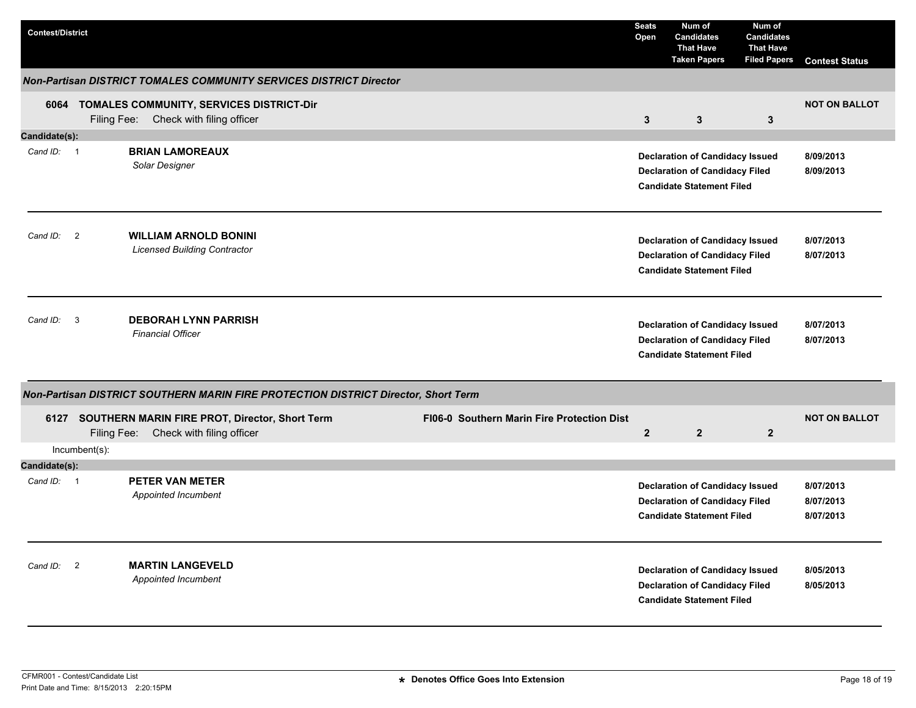| Contest/District | | Seats Open | Num of Candidates That Have Taken Papers | Num of Candidates That Have Filed Papers | Contest Status |
|---|---|---|---|---|---|

### *Non-Partisan DISTRICT TOMALES COMMUNITY SERVICES DISTRICT Director*

| Contest/District | | Seats Open | Num of Candidates That Have Taken Papers | Num of Candidates That Have Filed Papers | Contest Status |
|---|---|---|---|---|---|
| **6064 TOMALES COMMUNITY, SERVICES DISTRICT-Dir**<br>Filing Fee: Check with filing officer | | **3** | **3** | **3** | **NOT ON BALLOT** |

**Candidate(s):**

| Cand ID | Candidate | Status | Date |
|---|---|---|---|
| 1 | **BRIAN LAMOREAUX**<br>*Solar Designer* | **Declaration of Candidacy Issued**<br>**Declaration of Candidacy Filed**<br>**Candidate Statement Filed** | **8/09/2013**<br>**8/09/2013**<br> |
| 2 | **WILLIAM ARNOLD BONINI**<br>*Licensed Building Contractor* | **Declaration of Candidacy Issued**<br>**Declaration of Candidacy Filed**<br>**Candidate Statement Filed** | **8/07/2013**<br>**8/07/2013**<br> |
| 3 | **DEBORAH LYNN PARRISH**<br>*Financial Officer* | **Declaration of Candidacy Issued**<br>**Declaration of Candidacy Filed**<br>**Candidate Statement Filed** | **8/07/2013**<br>**8/07/2013**<br> |

### *Non-Partisan DISTRICT SOUTHERN MARIN FIRE PROTECTION DISTRICT Director, Short Term*

| Contest/District | | Seats Open | Num of Candidates That Have Taken Papers | Num of Candidates That Have Filed Papers | Contest Status |
|---|---|---|---|---|---|
| **6127 SOUTHERN MARIN FIRE PROT, Director, Short Term**<br>Filing Fee: Check with filing officer | **FI06-0 Southern Marin Fire Protection Dist** | **2** | **2** | **2** | **NOT ON BALLOT** |

Incumbent(s):

**Candidate(s):**

| Cand ID | Candidate | Status | Date |
|---|---|---|---|
| 1 | **PETER VAN METER**<br>*Appointed Incumbent* | **Declaration of Candidacy Issued**<br>**Declaration of Candidacy Filed**<br>**Candidate Statement Filed** | **8/07/2013**<br>**8/07/2013**<br>**8/07/2013** |
| 2 | **MARTIN LANGEVELD**<br>*Appointed Incumbent* | **Declaration of Candidacy Issued**<br>**Declaration of Candidacy Filed**<br>**Candidate Statement Filed** | **8/05/2013**<br>**8/05/2013**<br> |

CFMR001 - Contest/Candidate List
Print Date and Time: 8/15/2013 2:20:15PM

**\* Denotes Office Goes Into Extension**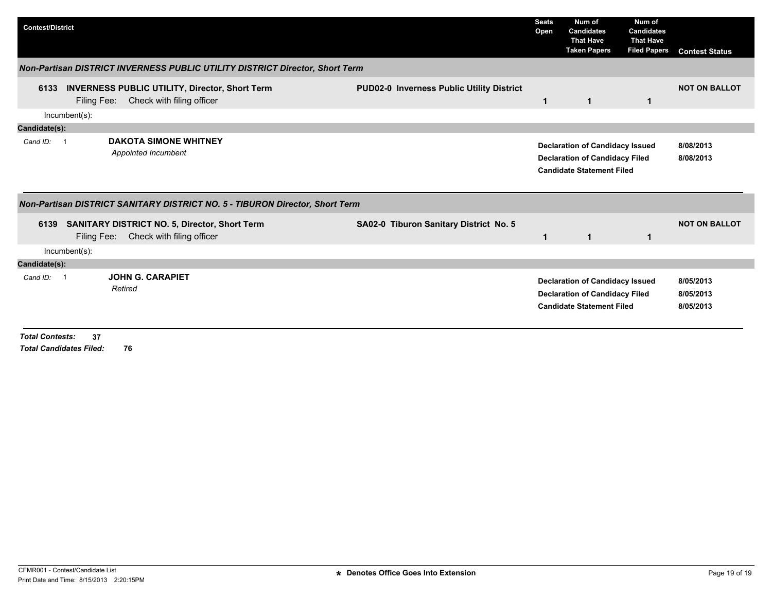| Contest/District | | Seats Open | Num of Candidates That Have Taken Papers | Num of Candidates That Have Filed Papers | Contest Status |
|---|---|---|---|---|---|

### *Non-Partisan DISTRICT INVERNESS PUBLIC UTILITY DISTRICT Director, Short Term*

| | | | | | |
|---|---|---|---|---|---|
| **6133 INVERNESS PUBLIC UTILITY, Director, Short Term** Filing Fee: Check with filing officer | **PUD02-0 Inverness Public Utility District** | **1** | **1** | **1** | **NOT ON BALLOT** |

Incumbent(s):

**Candidate(s):**

| | | | |
|---|---|---|---|
| *Cand ID:* 1 | **DAKOTA SIMONE WHITNEY** *Appointed Incumbent* | **Declaration of Candidacy Issued** | **8/08/2013** |
| | | **Declaration of Candidacy Filed** | **8/08/2013** |
| | | **Candidate Statement Filed** | |

### *Non-Partisan DISTRICT SANITARY DISTRICT NO. 5 - TIBURON Director, Short Term*

| | | | | | |
|---|---|---|---|---|---|
| **6139 SANITARY DISTRICT NO. 5, Director, Short Term** Filing Fee: Check with filing officer | **SA02-0 Tiburon Sanitary District No. 5** | **1** | **1** | **1** | **NOT ON BALLOT** |

Incumbent(s):

**Candidate(s):**

| | | | |
|---|---|---|---|
| *Cand ID:* 1 | **JOHN G. CARAPIET** *Retired* | **Declaration of Candidacy Issued** | **8/05/2013** |
| | | **Declaration of Candidacy Filed** | **8/05/2013** |
| | | **Candidate Statement Filed** | **8/05/2013** |

***Total Contests:*** **37**

***Total Candidates Filed:*** **76**

CFMR001 - Contest/Candidate List
Print Date and Time: 8/15/2013 2:20:15PM

**\* Denotes Office Goes Into Extension**